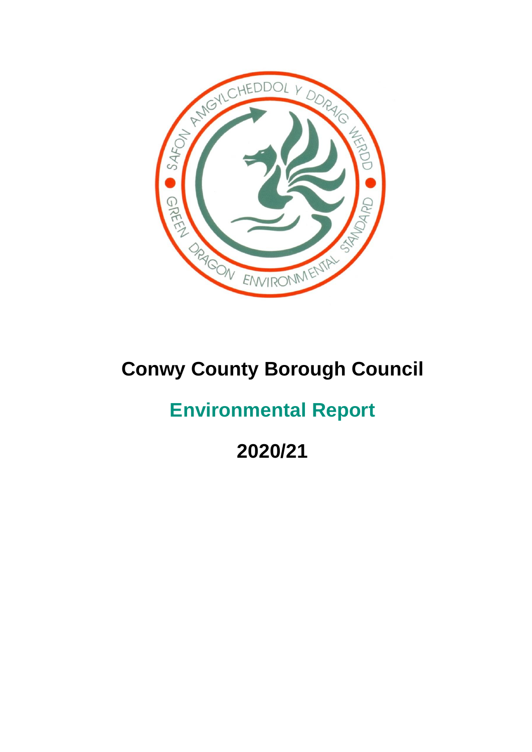# Conwy County Borough Council

## Environmental Report

## 2020/21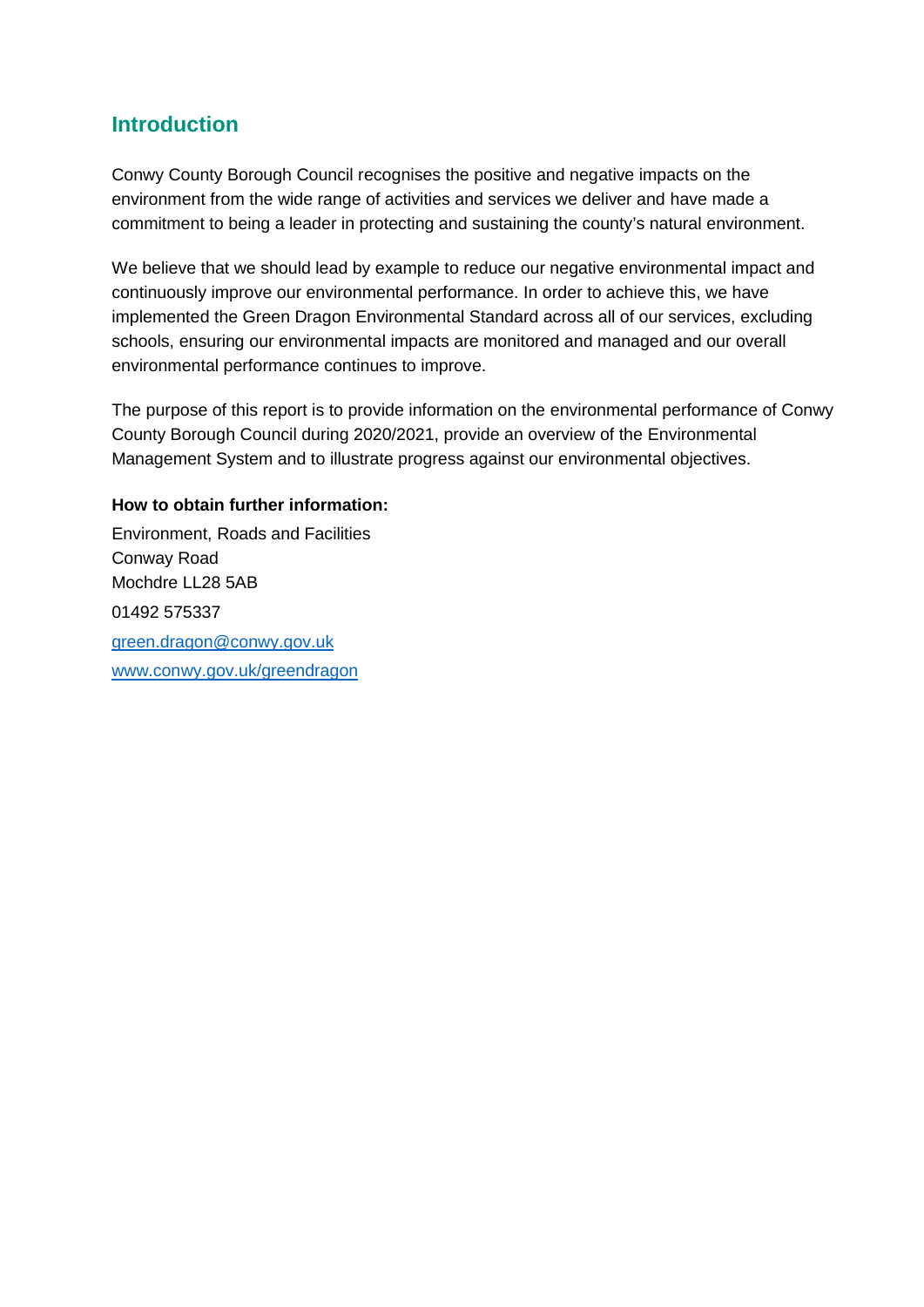## Introduction

Conwy County Borough Council recognises the positive and negative impacts on the environment from the wide range of activities and services we deliver and have made a commitment to being a leader in protecting and sustaining the county's natural environment.

We believe that we should lead by example to reduce our negative environmental impact and continuously improve our environmental performance. In order to achieve this, we have implemented the Green Dragon Environmental Standard across all of our services, excluding schools, ensuring our environmental impacts are monitored and managed and our overall environmental performance continues to improve.

The purpose of this report is to provide information on the environmental performance of Conwy County Borough Council during 2020/2021, provide an overview of the Environmental Management System and to illustrate progress against our environmental objectives.

**How to obtain further information:**

Environment, Roads and Facilities
Conway Road
Mochdre LL28 5AB

01492 575337

green.dragon@conwy.gov.uk

www.conwy.gov.uk/greendragon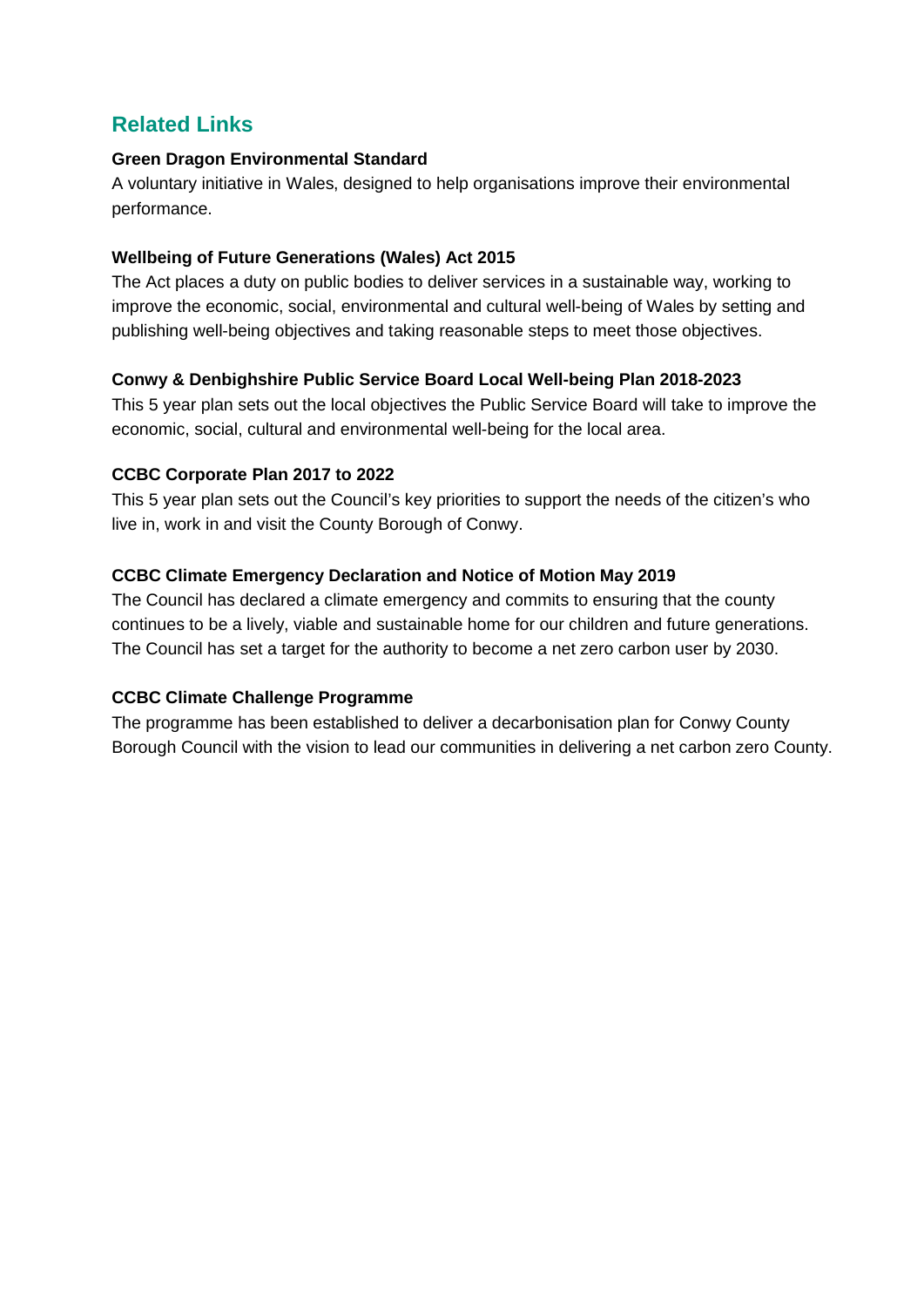## Related Links

**Green Dragon Environmental Standard**

A voluntary initiative in Wales, designed to help organisations improve their environmental performance.

**Wellbeing of Future Generations (Wales) Act 2015**

The Act places a duty on public bodies to deliver services in a sustainable way, working to improve the economic, social, environmental and cultural well-being of Wales by setting and publishing well-being objectives and taking reasonable steps to meet those objectives.

**Conwy & Denbighshire Public Service Board Local Well-being Plan 2018-2023**

This 5 year plan sets out the local objectives the Public Service Board will take to improve the economic, social, cultural and environmental well-being for the local area.

**CCBC Corporate Plan 2017 to 2022**

This 5 year plan sets out the Council's key priorities to support the needs of the citizen's who live in, work in and visit the County Borough of Conwy.

**CCBC Climate Emergency Declaration and Notice of Motion May 2019**

The Council has declared a climate emergency and commits to ensuring that the county continues to be a lively, viable and sustainable home for our children and future generations. The Council has set a target for the authority to become a net zero carbon user by 2030.

**CCBC Climate Challenge Programme**

The programme has been established to deliver a decarbonisation plan for Conwy County Borough Council with the vision to lead our communities in delivering a net carbon zero County.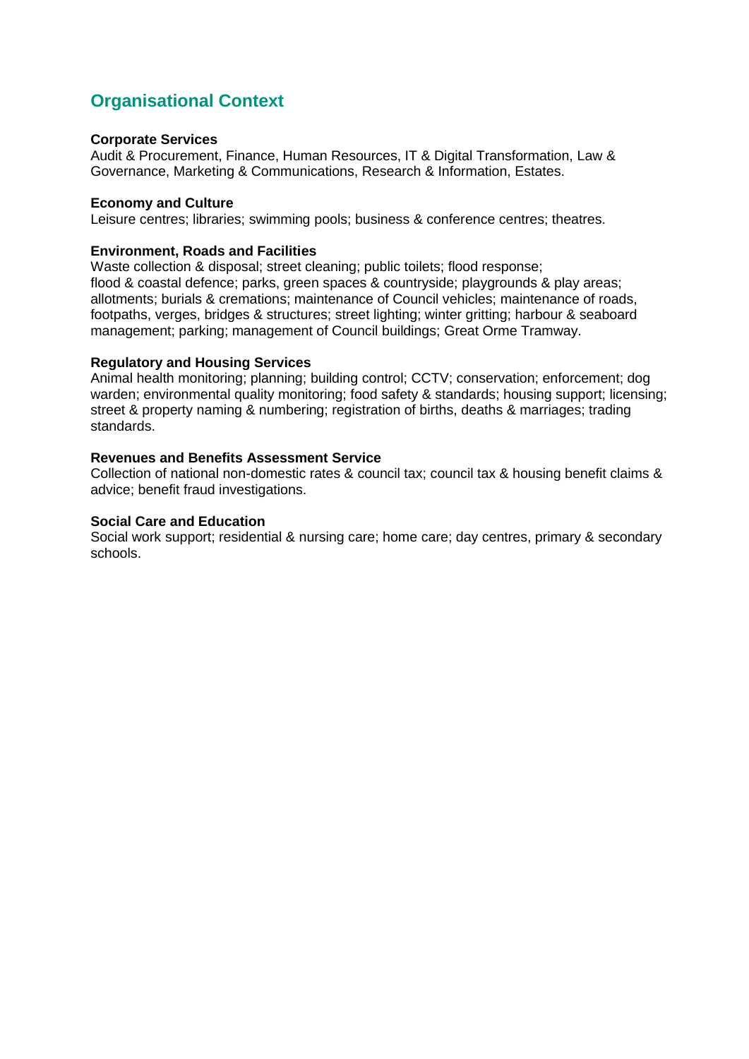## Organisational Context

**Corporate Services**
Audit & Procurement, Finance, Human Resources, IT & Digital Transformation, Law & Governance, Marketing & Communications, Research & Information, Estates.

**Economy and Culture**
Leisure centres; libraries; swimming pools; business & conference centres; theatres.

**Environment, Roads and Facilities**
Waste collection & disposal; street cleaning; public toilets; flood response; flood & coastal defence; parks, green spaces & countryside; playgrounds & play areas; allotments; burials & cremations; maintenance of Council vehicles; maintenance of roads, footpaths, verges, bridges & structures; street lighting; winter gritting; harbour & seaboard management; parking; management of Council buildings; Great Orme Tramway.

**Regulatory and Housing Services**
Animal health monitoring; planning; building control; CCTV; conservation; enforcement; dog warden; environmental quality monitoring; food safety & standards; housing support; licensing; street & property naming & numbering; registration of births, deaths & marriages; trading standards.

**Revenues and Benefits Assessment Service**
Collection of national non-domestic rates & council tax; council tax & housing benefit claims & advice; benefit fraud investigations.

**Social Care and Education**
Social work support; residential & nursing care; home care; day centres, primary & secondary schools.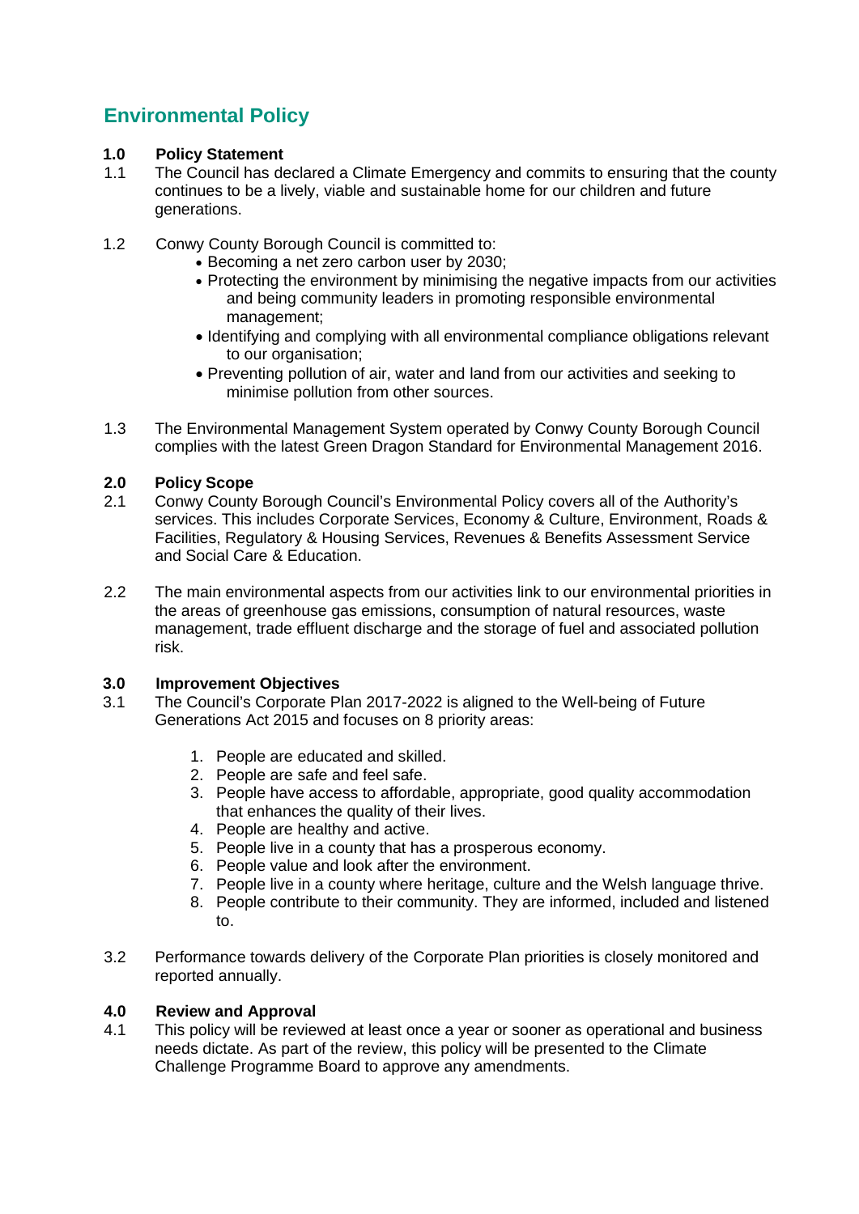# Environmental Policy

## 1.0 Policy Statement

1.1 The Council has declared a Climate Emergency and commits to ensuring that the county continues to be a lively, viable and sustainable home for our children and future generations.

1.2 Conwy County Borough Council is committed to:

- Becoming a net zero carbon user by 2030;
- Protecting the environment by minimising the negative impacts from our activities and being community leaders in promoting responsible environmental management;
- Identifying and complying with all environmental compliance obligations relevant to our organisation;
- Preventing pollution of air, water and land from our activities and seeking to minimise pollution from other sources.

1.3 The Environmental Management System operated by Conwy County Borough Council complies with the latest Green Dragon Standard for Environmental Management 2016.

## 2.0 Policy Scope

2.1 Conwy County Borough Council's Environmental Policy covers all of the Authority's services. This includes Corporate Services, Economy & Culture, Environment, Roads & Facilities, Regulatory & Housing Services, Revenues & Benefits Assessment Service and Social Care & Education.

2.2 The main environmental aspects from our activities link to our environmental priorities in the areas of greenhouse gas emissions, consumption of natural resources, waste management, trade effluent discharge and the storage of fuel and associated pollution risk.

## 3.0 Improvement Objectives

3.1 The Council's Corporate Plan 2017-2022 is aligned to the Well-being of Future Generations Act 2015 and focuses on 8 priority areas:

1. People are educated and skilled.
2. People are safe and feel safe.
3. People have access to affordable, appropriate, good quality accommodation that enhances the quality of their lives.
4. People are healthy and active.
5. People live in a county that has a prosperous economy.
6. People value and look after the environment.
7. People live in a county where heritage, culture and the Welsh language thrive.
8. People contribute to their community. They are informed, included and listened to.

3.2 Performance towards delivery of the Corporate Plan priorities is closely monitored and reported annually.

## 4.0 Review and Approval

4.1 This policy will be reviewed at least once a year or sooner as operational and business needs dictate. As part of the review, this policy will be presented to the Climate Challenge Programme Board to approve any amendments.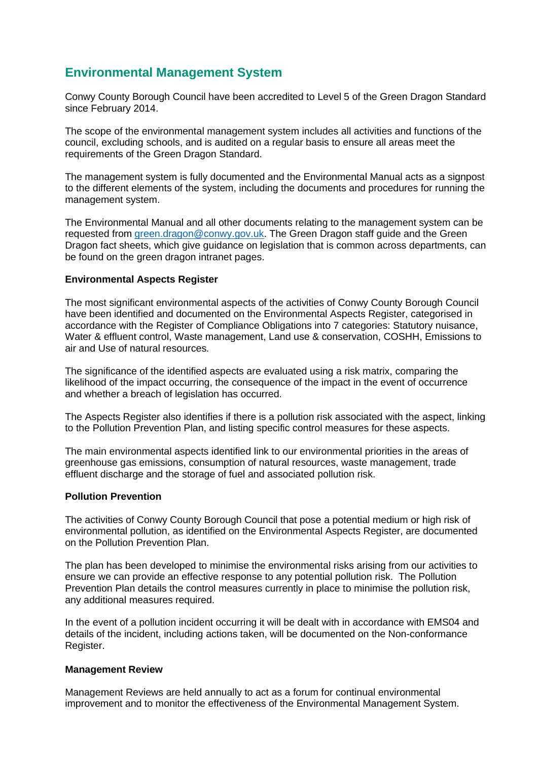## Environmental Management System

Conwy County Borough Council have been accredited to Level 5 of the Green Dragon Standard since February 2014.

The scope of the environmental management system includes all activities and functions of the council, excluding schools, and is audited on a regular basis to ensure all areas meet the requirements of the Green Dragon Standard.

The management system is fully documented and the Environmental Manual acts as a signpost to the different elements of the system, including the documents and procedures for running the management system.

The Environmental Manual and all other documents relating to the management system can be requested from green.dragon@conwy.gov.uk. The Green Dragon staff guide and the Green Dragon fact sheets, which give guidance on legislation that is common across departments, can be found on the green dragon intranet pages.

**Environmental Aspects Register**

The most significant environmental aspects of the activities of Conwy County Borough Council have been identified and documented on the Environmental Aspects Register, categorised in accordance with the Register of Compliance Obligations into 7 categories: Statutory nuisance, Water & effluent control, Waste management, Land use & conservation, COSHH, Emissions to air and Use of natural resources.

The significance of the identified aspects are evaluated using a risk matrix, comparing the likelihood of the impact occurring, the consequence of the impact in the event of occurrence and whether a breach of legislation has occurred.

The Aspects Register also identifies if there is a pollution risk associated with the aspect, linking to the Pollution Prevention Plan, and listing specific control measures for these aspects.

The main environmental aspects identified link to our environmental priorities in the areas of greenhouse gas emissions, consumption of natural resources, waste management, trade effluent discharge and the storage of fuel and associated pollution risk.

**Pollution Prevention**

The activities of Conwy County Borough Council that pose a potential medium or high risk of environmental pollution, as identified on the Environmental Aspects Register, are documented on the Pollution Prevention Plan.

The plan has been developed to minimise the environmental risks arising from our activities to ensure we can provide an effective response to any potential pollution risk. The Pollution Prevention Plan details the control measures currently in place to minimise the pollution risk, any additional measures required.

In the event of a pollution incident occurring it will be dealt with in accordance with EMS04 and details of the incident, including actions taken, will be documented on the Non-conformance Register.

**Management Review**

Management Reviews are held annually to act as a forum for continual environmental improvement and to monitor the effectiveness of the Environmental Management System.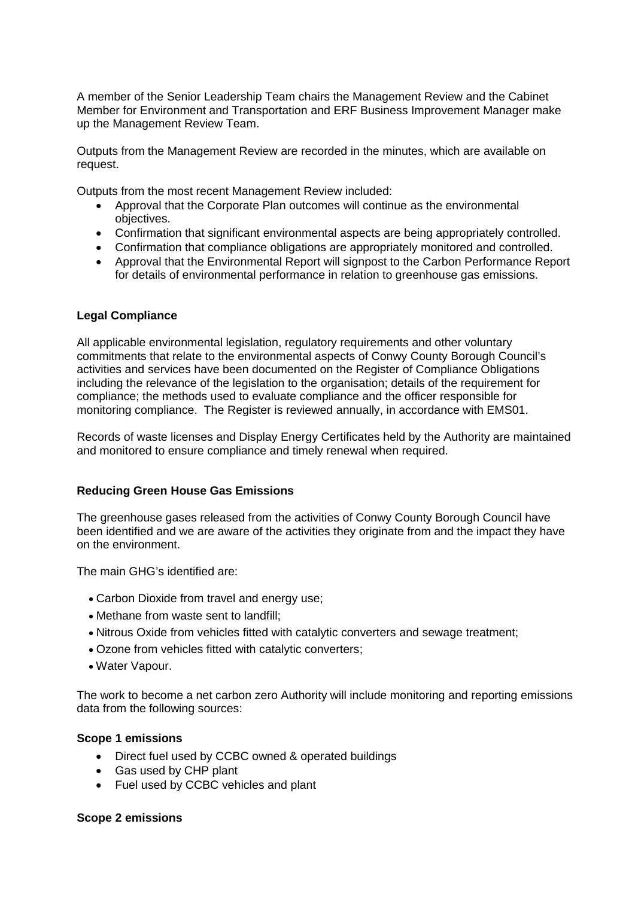A member of the Senior Leadership Team chairs the Management Review and the Cabinet Member for Environment and Transportation and ERF Business Improvement Manager make up the Management Review Team.

Outputs from the Management Review are recorded in the minutes, which are available on request.

Outputs from the most recent Management Review included:

- Approval that the Corporate Plan outcomes will continue as the environmental objectives.
- Confirmation that significant environmental aspects are being appropriately controlled.
- Confirmation that compliance obligations are appropriately monitored and controlled.
- Approval that the Environmental Report will signpost to the Carbon Performance Report for details of environmental performance in relation to greenhouse gas emissions.

**Legal Compliance**

All applicable environmental legislation, regulatory requirements and other voluntary commitments that relate to the environmental aspects of Conwy County Borough Council's activities and services have been documented on the Register of Compliance Obligations including the relevance of the legislation to the organisation; details of the requirement for compliance; the methods used to evaluate compliance and the officer responsible for monitoring compliance. The Register is reviewed annually, in accordance with EMS01.

Records of waste licenses and Display Energy Certificates held by the Authority are maintained and monitored to ensure compliance and timely renewal when required.

**Reducing Green House Gas Emissions**

The greenhouse gases released from the activities of Conwy County Borough Council have been identified and we are aware of the activities they originate from and the impact they have on the environment.

The main GHG's identified are:

- Carbon Dioxide from travel and energy use;
- Methane from waste sent to landfill;
- Nitrous Oxide from vehicles fitted with catalytic converters and sewage treatment;
- Ozone from vehicles fitted with catalytic converters;
- Water Vapour.

The work to become a net carbon zero Authority will include monitoring and reporting emissions data from the following sources:

**Scope 1 emissions**

- Direct fuel used by CCBC owned & operated buildings
- Gas used by CHP plant
- Fuel used by CCBC vehicles and plant

**Scope 2 emissions**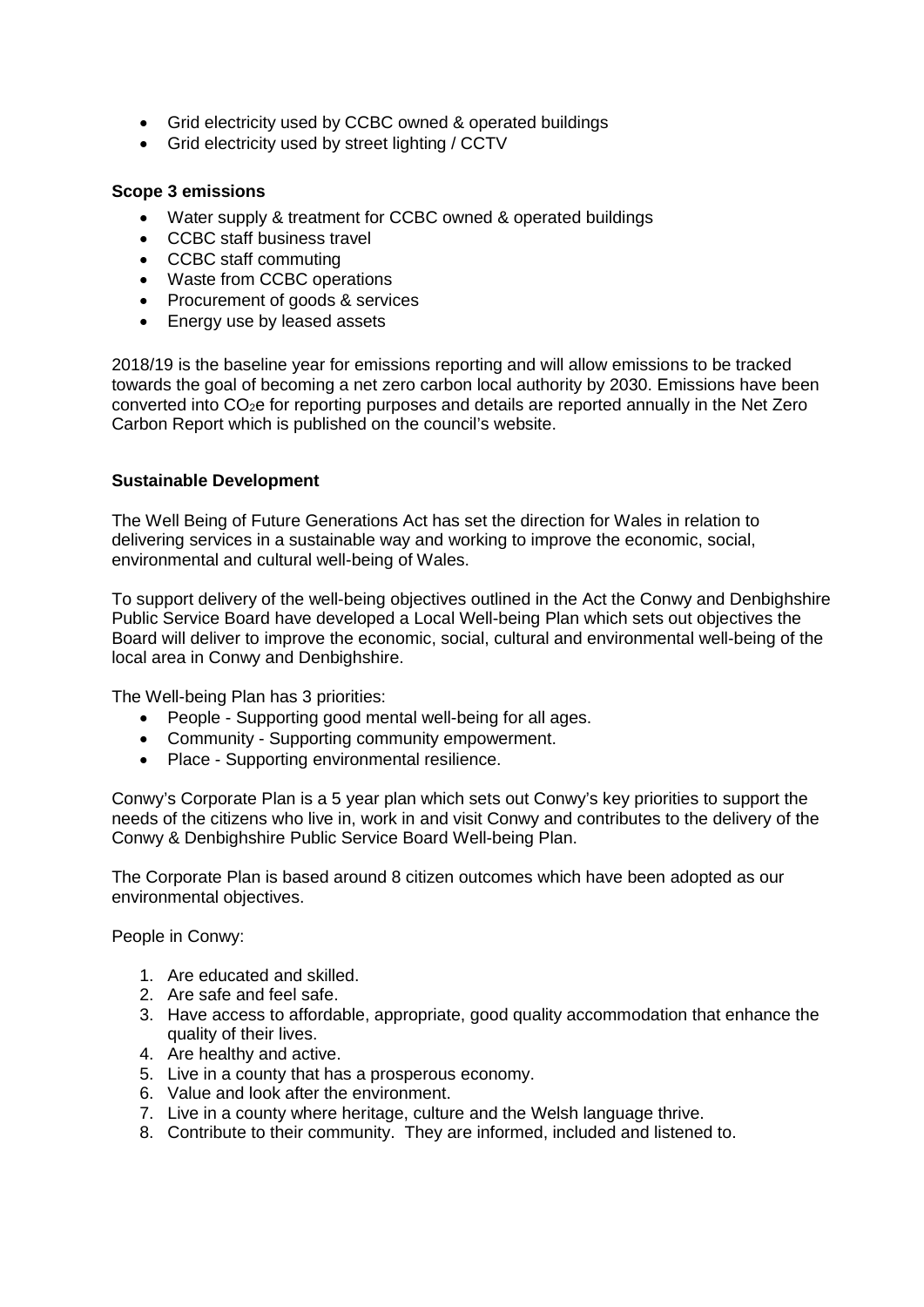- Grid electricity used by CCBC owned & operated buildings
- Grid electricity used by street lighting / CCTV

**Scope 3 emissions**

- Water supply & treatment for CCBC owned & operated buildings
- CCBC staff business travel
- CCBC staff commuting
- Waste from CCBC operations
- Procurement of goods & services
- Energy use by leased assets

2018/19 is the baseline year for emissions reporting and will allow emissions to be tracked towards the goal of becoming a net zero carbon local authority by 2030. Emissions have been converted into $CO_2e$ for reporting purposes and details are reported annually in the Net Zero Carbon Report which is published on the council's website.

**Sustainable Development**

The Well Being of Future Generations Act has set the direction for Wales in relation to delivering services in a sustainable way and working to improve the economic, social, environmental and cultural well-being of Wales.

To support delivery of the well-being objectives outlined in the Act the Conwy and Denbighshire Public Service Board have developed a Local Well-being Plan which sets out objectives the Board will deliver to improve the economic, social, cultural and environmental well-being of the local area in Conwy and Denbighshire.

The Well-being Plan has 3 priorities:

- People - Supporting good mental well-being for all ages.
- Community - Supporting community empowerment.
- Place - Supporting environmental resilience.

Conwy's Corporate Plan is a 5 year plan which sets out Conwy's key priorities to support the needs of the citizens who live in, work in and visit Conwy and contributes to the delivery of the Conwy & Denbighshire Public Service Board Well-being Plan.

The Corporate Plan is based around 8 citizen outcomes which have been adopted as our environmental objectives.

People in Conwy:

1. Are educated and skilled.
2. Are safe and feel safe.
3. Have access to affordable, appropriate, good quality accommodation that enhance the quality of their lives.
4. Are healthy and active.
5. Live in a county that has a prosperous economy.
6. Value and look after the environment.
7. Live in a county where heritage, culture and the Welsh language thrive.
8. Contribute to their community. They are informed, included and listened to.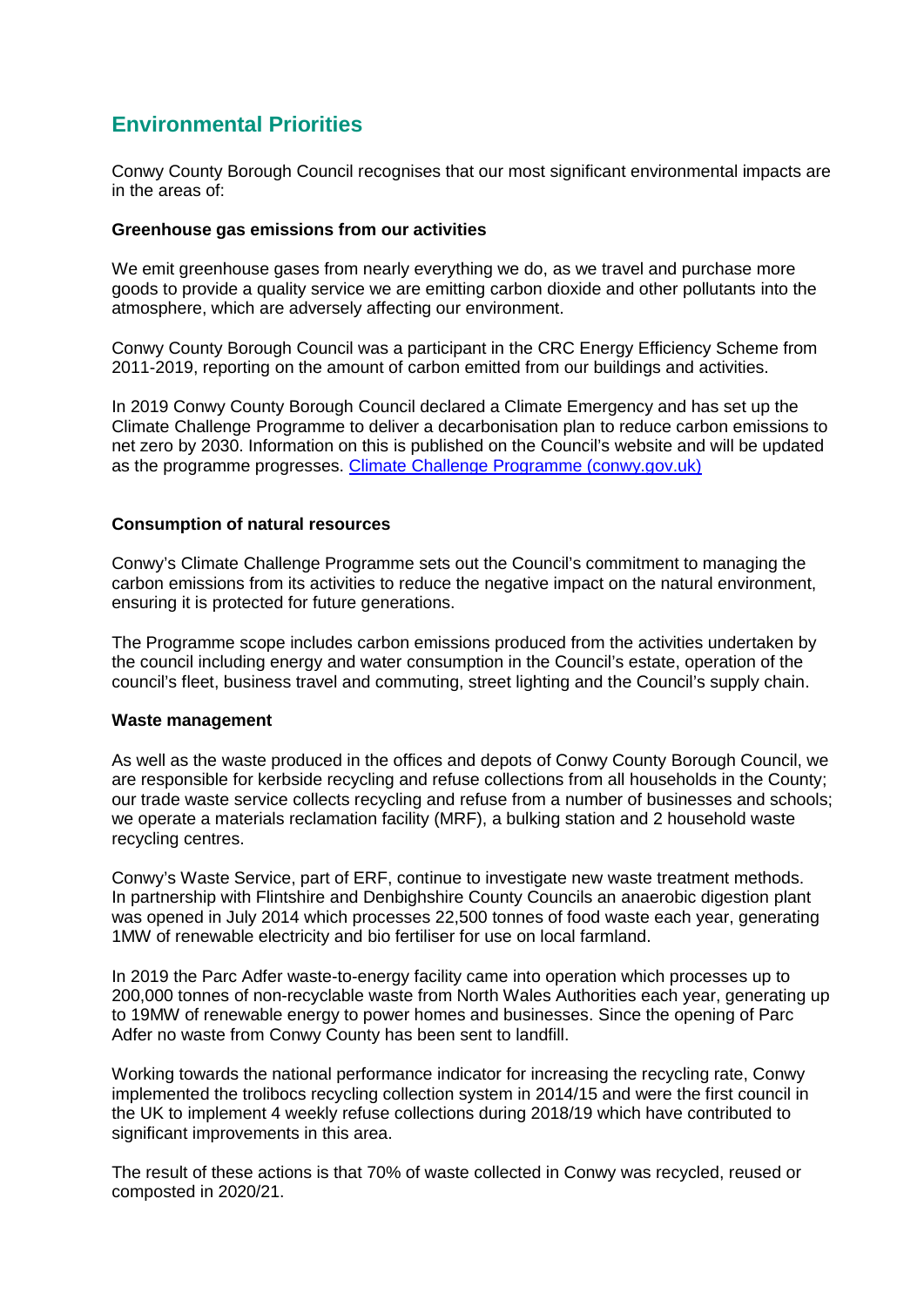## Environmental Priorities

Conwy County Borough Council recognises that our most significant environmental impacts are in the areas of:

**Greenhouse gas emissions from our activities**

We emit greenhouse gases from nearly everything we do, as we travel and purchase more goods to provide a quality service we are emitting carbon dioxide and other pollutants into the atmosphere, which are adversely affecting our environment.

Conwy County Borough Council was a participant in the CRC Energy Efficiency Scheme from 2011-2019, reporting on the amount of carbon emitted from our buildings and activities.

In 2019 Conwy County Borough Council declared a Climate Emergency and has set up the Climate Challenge Programme to deliver a decarbonisation plan to reduce carbon emissions to net zero by 2030. Information on this is published on the Council's website and will be updated as the programme progresses. [Climate Challenge Programme (conwy.gov.uk)](Climate Challenge Programme (conwy.gov.uk))

**Consumption of natural resources**

Conwy's Climate Challenge Programme sets out the Council's commitment to managing the carbon emissions from its activities to reduce the negative impact on the natural environment, ensuring it is protected for future generations.

The Programme scope includes carbon emissions produced from the activities undertaken by the council including energy and water consumption in the Council's estate, operation of the council's fleet, business travel and commuting, street lighting and the Council's supply chain.

**Waste management**

As well as the waste produced in the offices and depots of Conwy County Borough Council, we are responsible for kerbside recycling and refuse collections from all households in the County; our trade waste service collects recycling and refuse from a number of businesses and schools; we operate a materials reclamation facility (MRF), a bulking station and 2 household waste recycling centres.

Conwy's Waste Service, part of ERF, continue to investigate new waste treatment methods. In partnership with Flintshire and Denbighshire County Councils an anaerobic digestion plant was opened in July 2014 which processes 22,500 tonnes of food waste each year, generating 1MW of renewable electricity and bio fertiliser for use on local farmland.

In 2019 the Parc Adfer waste-to-energy facility came into operation which processes up to 200,000 tonnes of non-recyclable waste from North Wales Authorities each year, generating up to 19MW of renewable energy to power homes and businesses. Since the opening of Parc Adfer no waste from Conwy County has been sent to landfill.

Working towards the national performance indicator for increasing the recycling rate, Conwy implemented the trolibocs recycling collection system in 2014/15 and were the first council in the UK to implement 4 weekly refuse collections during 2018/19 which have contributed to significant improvements in this area.

The result of these actions is that 70% of waste collected in Conwy was recycled, reused or composted in 2020/21.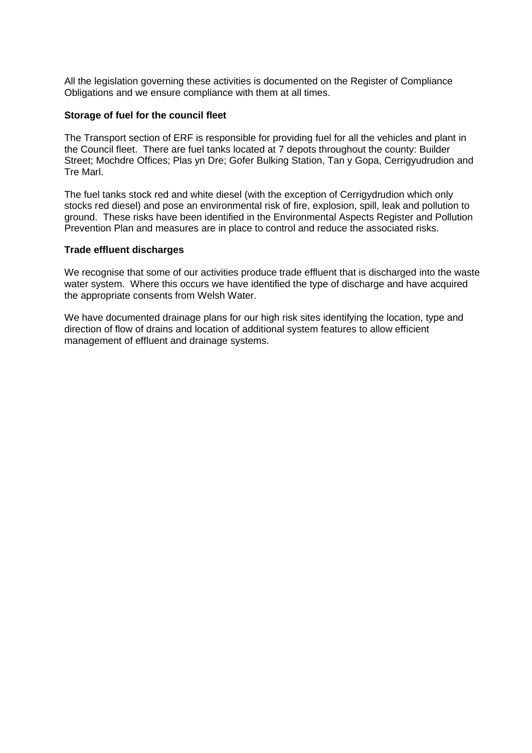All the legislation governing these activities is documented on the Register of Compliance Obligations and we ensure compliance with them at all times.

**Storage of fuel for the council fleet**

The Transport section of ERF is responsible for providing fuel for all the vehicles and plant in the Council fleet. There are fuel tanks located at 7 depots throughout the county: Builder Street; Mochdre Offices; Plas yn Dre; Gofer Bulking Station, Tan y Gopa, Cerrigyudrudion and Tre Marl.

The fuel tanks stock red and white diesel (with the exception of Cerrigydrudion which only stocks red diesel) and pose an environmental risk of fire, explosion, spill, leak and pollution to ground. These risks have been identified in the Environmental Aspects Register and Pollution Prevention Plan and measures are in place to control and reduce the associated risks.

**Trade effluent discharges**

We recognise that some of our activities produce trade effluent that is discharged into the waste water system. Where this occurs we have identified the type of discharge and have acquired the appropriate consents from Welsh Water.

We have documented drainage plans for our high risk sites identifying the location, type and direction of flow of drains and location of additional system features to allow efficient management of effluent and drainage systems.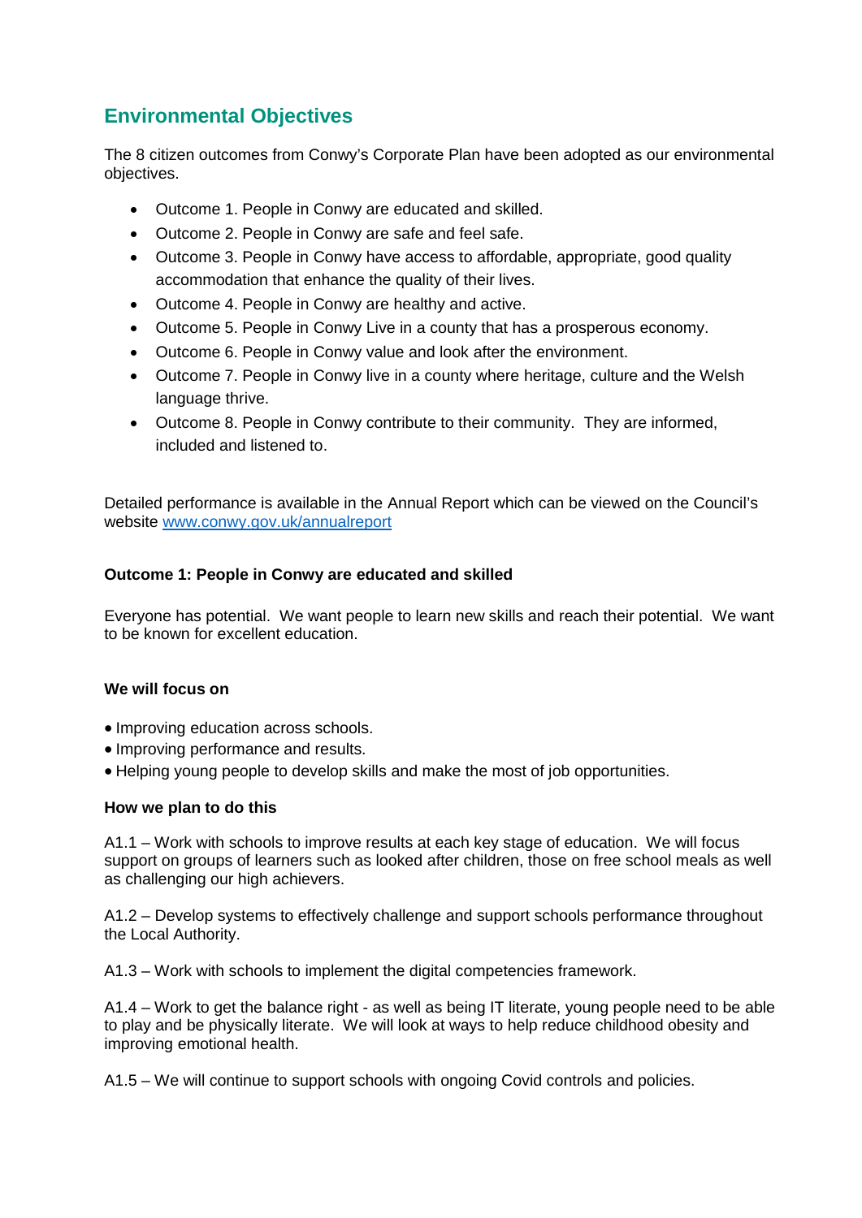## Environmental Objectives

The 8 citizen outcomes from Conwy's Corporate Plan have been adopted as our environmental objectives.

- Outcome 1. People in Conwy are educated and skilled.
- Outcome 2. People in Conwy are safe and feel safe.
- Outcome 3. People in Conwy have access to affordable, appropriate, good quality accommodation that enhance the quality of their lives.
- Outcome 4. People in Conwy are healthy and active.
- Outcome 5. People in Conwy Live in a county that has a prosperous economy.
- Outcome 6. People in Conwy value and look after the environment.
- Outcome 7. People in Conwy live in a county where heritage, culture and the Welsh language thrive.
- Outcome 8. People in Conwy contribute to their community. They are informed, included and listened to.

Detailed performance is available in the Annual Report which can be viewed on the Council's website [www.conwy.gov.uk/annualreport](www.conwy.gov.uk/annualreport)

**Outcome 1: People in Conwy are educated and skilled**

Everyone has potential. We want people to learn new skills and reach their potential. We want to be known for excellent education.

**We will focus on**

- Improving education across schools.
- Improving performance and results.
- Helping young people to develop skills and make the most of job opportunities.

**How we plan to do this**

A1.1 – Work with schools to improve results at each key stage of education. We will focus support on groups of learners such as looked after children, those on free school meals as well as challenging our high achievers.

A1.2 – Develop systems to effectively challenge and support schools performance throughout the Local Authority.

A1.3 – Work with schools to implement the digital competencies framework.

A1.4 – Work to get the balance right - as well as being IT literate, young people need to be able to play and be physically literate. We will look at ways to help reduce childhood obesity and improving emotional health.

A1.5 – We will continue to support schools with ongoing Covid controls and policies.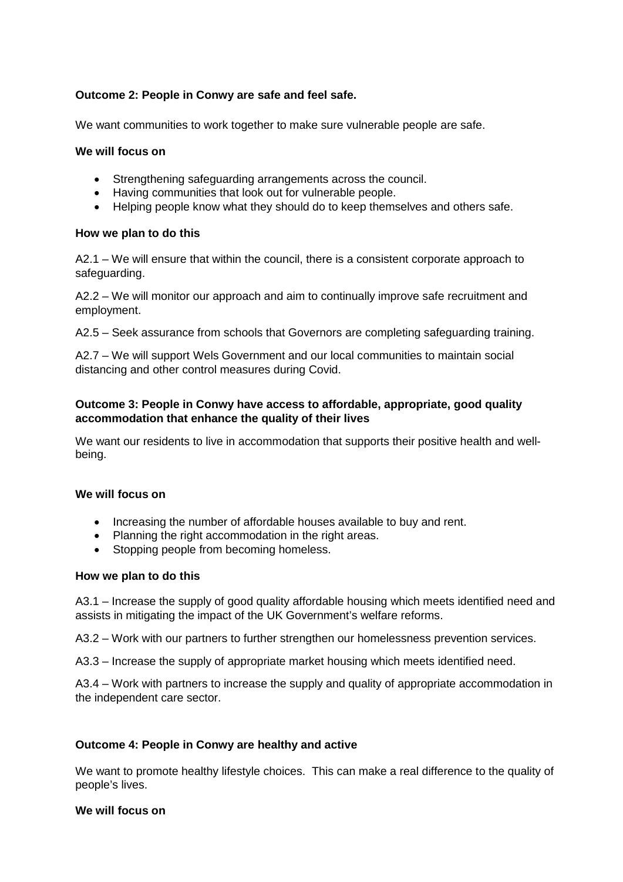**Outcome 2: People in Conwy are safe and feel safe.**

We want communities to work together to make sure vulnerable people are safe.

**We will focus on**

- Strengthening safeguarding arrangements across the council.
- Having communities that look out for vulnerable people.
- Helping people know what they should do to keep themselves and others safe.

**How we plan to do this**

A2.1 – We will ensure that within the council, there is a consistent corporate approach to safeguarding.

A2.2 – We will monitor our approach and aim to continually improve safe recruitment and employment.

A2.5 – Seek assurance from schools that Governors are completing safeguarding training.

A2.7 – We will support Wels Government and our local communities to maintain social distancing and other control measures during Covid.

**Outcome 3: People in Conwy have access to affordable, appropriate, good quality accommodation that enhance the quality of their lives**

We want our residents to live in accommodation that supports their positive health and well-being.

**We will focus on**

- Increasing the number of affordable houses available to buy and rent.
- Planning the right accommodation in the right areas.
- Stopping people from becoming homeless.

**How we plan to do this**

A3.1 – Increase the supply of good quality affordable housing which meets identified need and assists in mitigating the impact of the UK Government's welfare reforms.

A3.2 – Work with our partners to further strengthen our homelessness prevention services.

A3.3 – Increase the supply of appropriate market housing which meets identified need.

A3.4 – Work with partners to increase the supply and quality of appropriate accommodation in the independent care sector.

**Outcome 4: People in Conwy are healthy and active**

We want to promote healthy lifestyle choices. This can make a real difference to the quality of people's lives.

**We will focus on**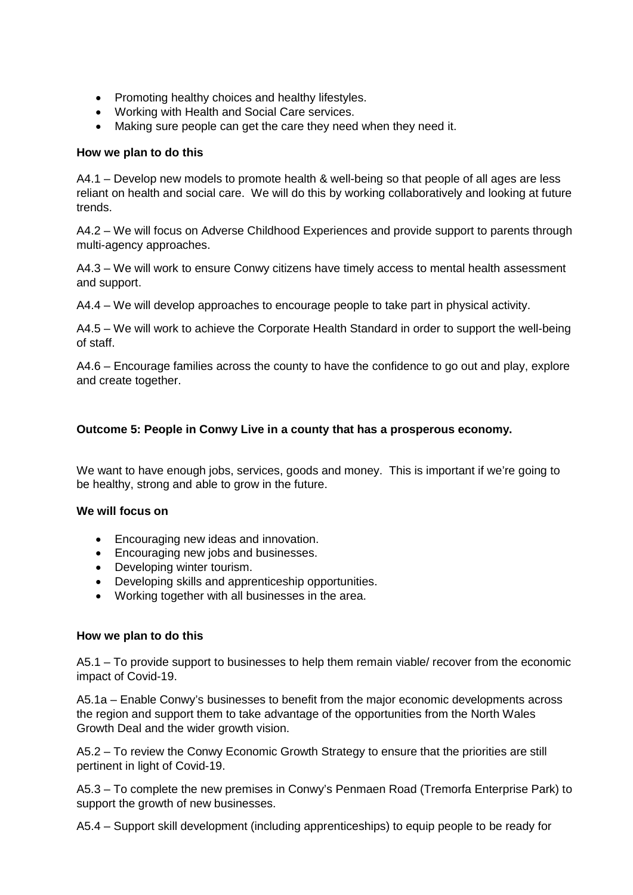- Promoting healthy choices and healthy lifestyles.
- Working with Health and Social Care services.
- Making sure people can get the care they need when they need it.

**How we plan to do this**

A4.1 – Develop new models to promote health & well-being so that people of all ages are less reliant on health and social care. We will do this by working collaboratively and looking at future trends.

A4.2 – We will focus on Adverse Childhood Experiences and provide support to parents through multi-agency approaches.

A4.3 – We will work to ensure Conwy citizens have timely access to mental health assessment and support.

A4.4 – We will develop approaches to encourage people to take part in physical activity.

A4.5 – We will work to achieve the Corporate Health Standard in order to support the well-being of staff.

A4.6 – Encourage families across the county to have the confidence to go out and play, explore and create together.

**Outcome 5: People in Conwy Live in a county that has a prosperous economy.**

We want to have enough jobs, services, goods and money. This is important if we're going to be healthy, strong and able to grow in the future.

**We will focus on**

- Encouraging new ideas and innovation.
- Encouraging new jobs and businesses.
- Developing winter tourism.
- Developing skills and apprenticeship opportunities.
- Working together with all businesses in the area.

**How we plan to do this**

A5.1 – To provide support to businesses to help them remain viable/ recover from the economic impact of Covid-19.

A5.1a – Enable Conwy's businesses to benefit from the major economic developments across the region and support them to take advantage of the opportunities from the North Wales Growth Deal and the wider growth vision.

A5.2 – To review the Conwy Economic Growth Strategy to ensure that the priorities are still pertinent in light of Covid-19.

A5.3 – To complete the new premises in Conwy's Penmaen Road (Tremorfa Enterprise Park) to support the growth of new businesses.

A5.4 – Support skill development (including apprenticeships) to equip people to be ready for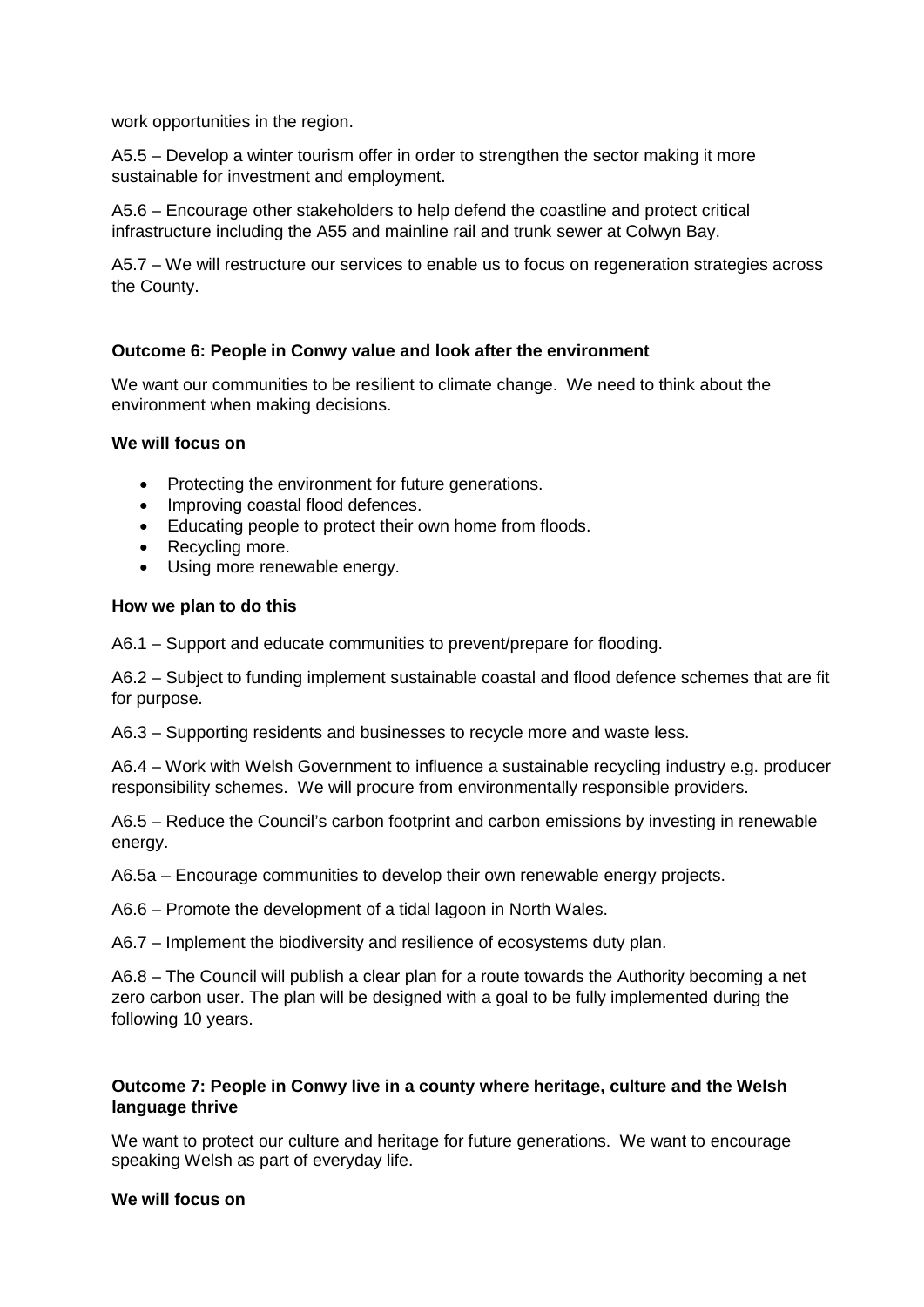work opportunities in the region.

A5.5 – Develop a winter tourism offer in order to strengthen the sector making it more sustainable for investment and employment.

A5.6 – Encourage other stakeholders to help defend the coastline and protect critical infrastructure including the A55 and mainline rail and trunk sewer at Colwyn Bay.

A5.7 – We will restructure our services to enable us to focus on regeneration strategies across the County.

**Outcome 6: People in Conwy value and look after the environment**

We want our communities to be resilient to climate change. We need to think about the environment when making decisions.

**We will focus on**

- Protecting the environment for future generations.
- Improving coastal flood defences.
- Educating people to protect their own home from floods.
- Recycling more.
- Using more renewable energy.

**How we plan to do this**

A6.1 – Support and educate communities to prevent/prepare for flooding.

A6.2 – Subject to funding implement sustainable coastal and flood defence schemes that are fit for purpose.

A6.3 – Supporting residents and businesses to recycle more and waste less.

A6.4 – Work with Welsh Government to influence a sustainable recycling industry e.g. producer responsibility schemes. We will procure from environmentally responsible providers.

A6.5 – Reduce the Council's carbon footprint and carbon emissions by investing in renewable energy.

A6.5a – Encourage communities to develop their own renewable energy projects.

A6.6 – Promote the development of a tidal lagoon in North Wales.

A6.7 – Implement the biodiversity and resilience of ecosystems duty plan.

A6.8 – The Council will publish a clear plan for a route towards the Authority becoming a net zero carbon user. The plan will be designed with a goal to be fully implemented during the following 10 years.

**Outcome 7: People in Conwy live in a county where heritage, culture and the Welsh language thrive**

We want to protect our culture and heritage for future generations. We want to encourage speaking Welsh as part of everyday life.

**We will focus on**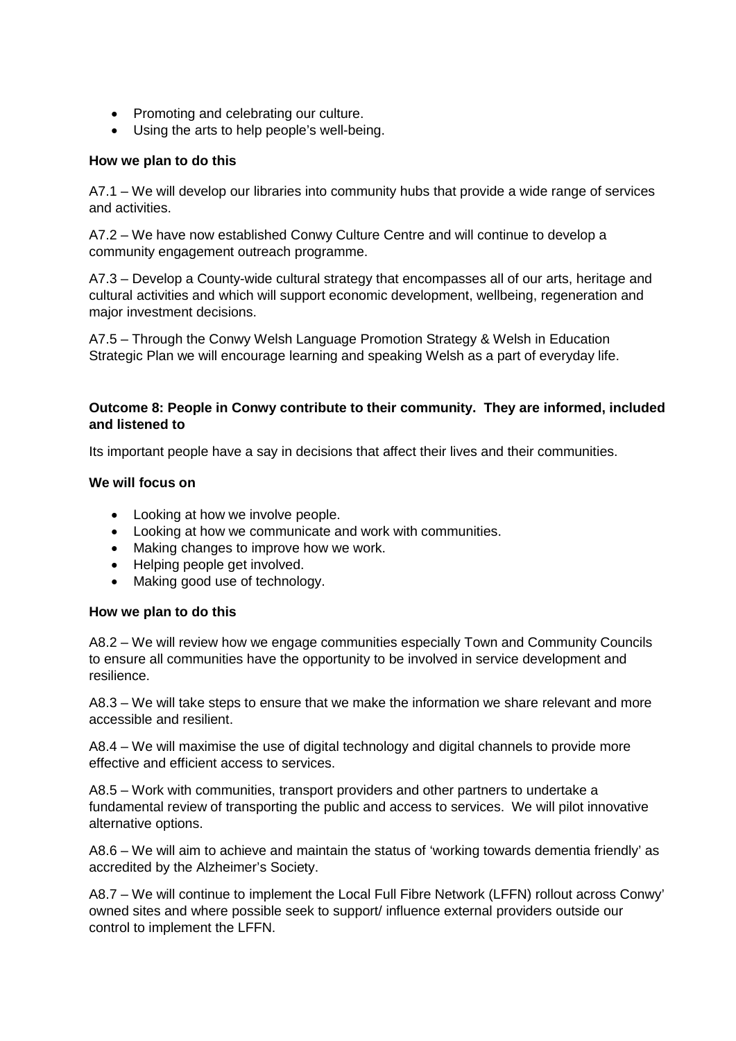- Promoting and celebrating our culture.
- Using the arts to help people's well-being.

**How we plan to do this**

A7.1 – We will develop our libraries into community hubs that provide a wide range of services and activities.

A7.2 – We have now established Conwy Culture Centre and will continue to develop a community engagement outreach programme.

A7.3 – Develop a County-wide cultural strategy that encompasses all of our arts, heritage and cultural activities and which will support economic development, wellbeing, regeneration and major investment decisions.

A7.5 – Through the Conwy Welsh Language Promotion Strategy & Welsh in Education Strategic Plan we will encourage learning and speaking Welsh as a part of everyday life.

**Outcome 8: People in Conwy contribute to their community. They are informed, included and listened to**

Its important people have a say in decisions that affect their lives and their communities.

**We will focus on**

- Looking at how we involve people.
- Looking at how we communicate and work with communities.
- Making changes to improve how we work.
- Helping people get involved.
- Making good use of technology.

**How we plan to do this**

A8.2 – We will review how we engage communities especially Town and Community Councils to ensure all communities have the opportunity to be involved in service development and resilience.

A8.3 – We will take steps to ensure that we make the information we share relevant and more accessible and resilient.

A8.4 – We will maximise the use of digital technology and digital channels to provide more effective and efficient access to services.

A8.5 – Work with communities, transport providers and other partners to undertake a fundamental review of transporting the public and access to services. We will pilot innovative alternative options.

A8.6 – We will aim to achieve and maintain the status of 'working towards dementia friendly' as accredited by the Alzheimer's Society.

A8.7 – We will continue to implement the Local Full Fibre Network (LFFN) rollout across Conwy' owned sites and where possible seek to support/ influence external providers outside our control to implement the LFFN.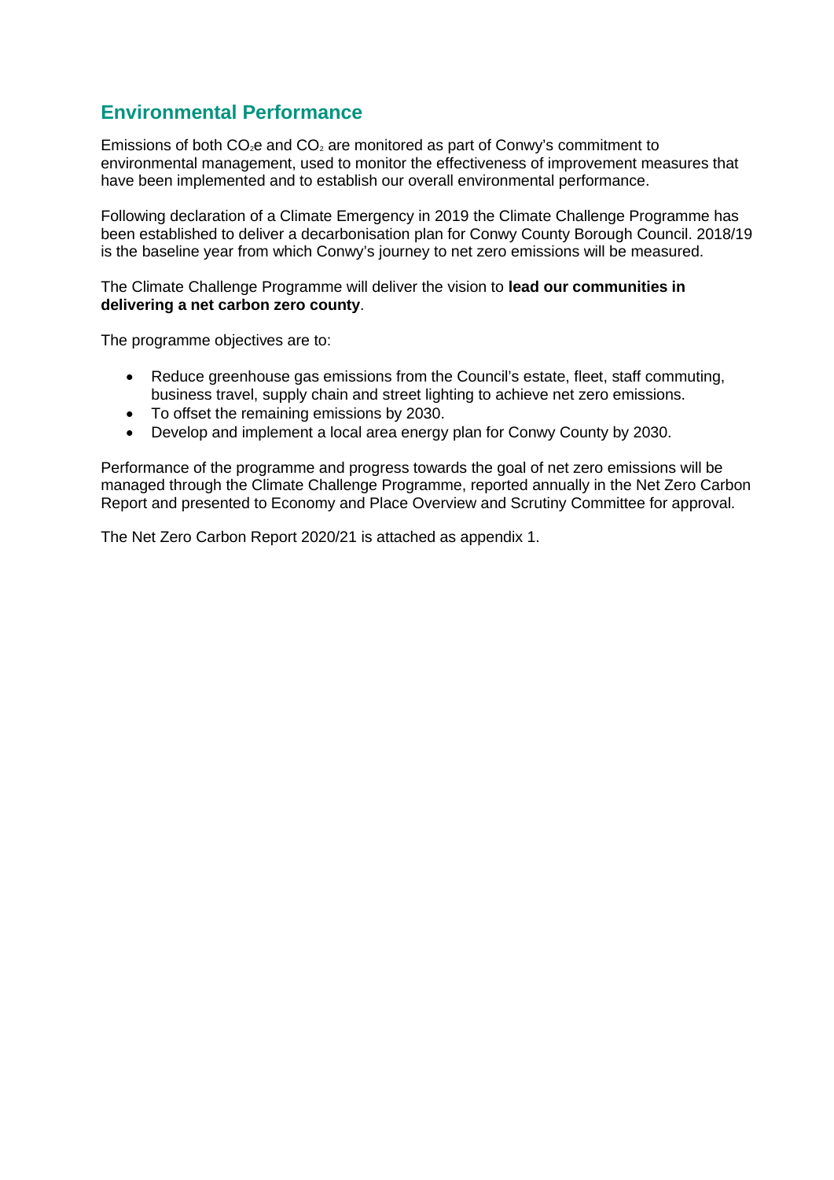## Environmental Performance

Emissions of both $CO_2e$ and $CO_2$ are monitored as part of Conwy's commitment to environmental management, used to monitor the effectiveness of improvement measures that have been implemented and to establish our overall environmental performance.

Following declaration of a Climate Emergency in 2019 the Climate Challenge Programme has been established to deliver a decarbonisation plan for Conwy County Borough Council. 2018/19 is the baseline year from which Conwy's journey to net zero emissions will be measured.

The Climate Challenge Programme will deliver the vision to **lead our communities in delivering a net carbon zero county**.

The programme objectives are to:

- Reduce greenhouse gas emissions from the Council's estate, fleet, staff commuting, business travel, supply chain and street lighting to achieve net zero emissions.
- To offset the remaining emissions by 2030.
- Develop and implement a local area energy plan for Conwy County by 2030.

Performance of the programme and progress towards the goal of net zero emissions will be managed through the Climate Challenge Programme, reported annually in the Net Zero Carbon Report and presented to Economy and Place Overview and Scrutiny Committee for approval.

The Net Zero Carbon Report 2020/21 is attached as appendix 1.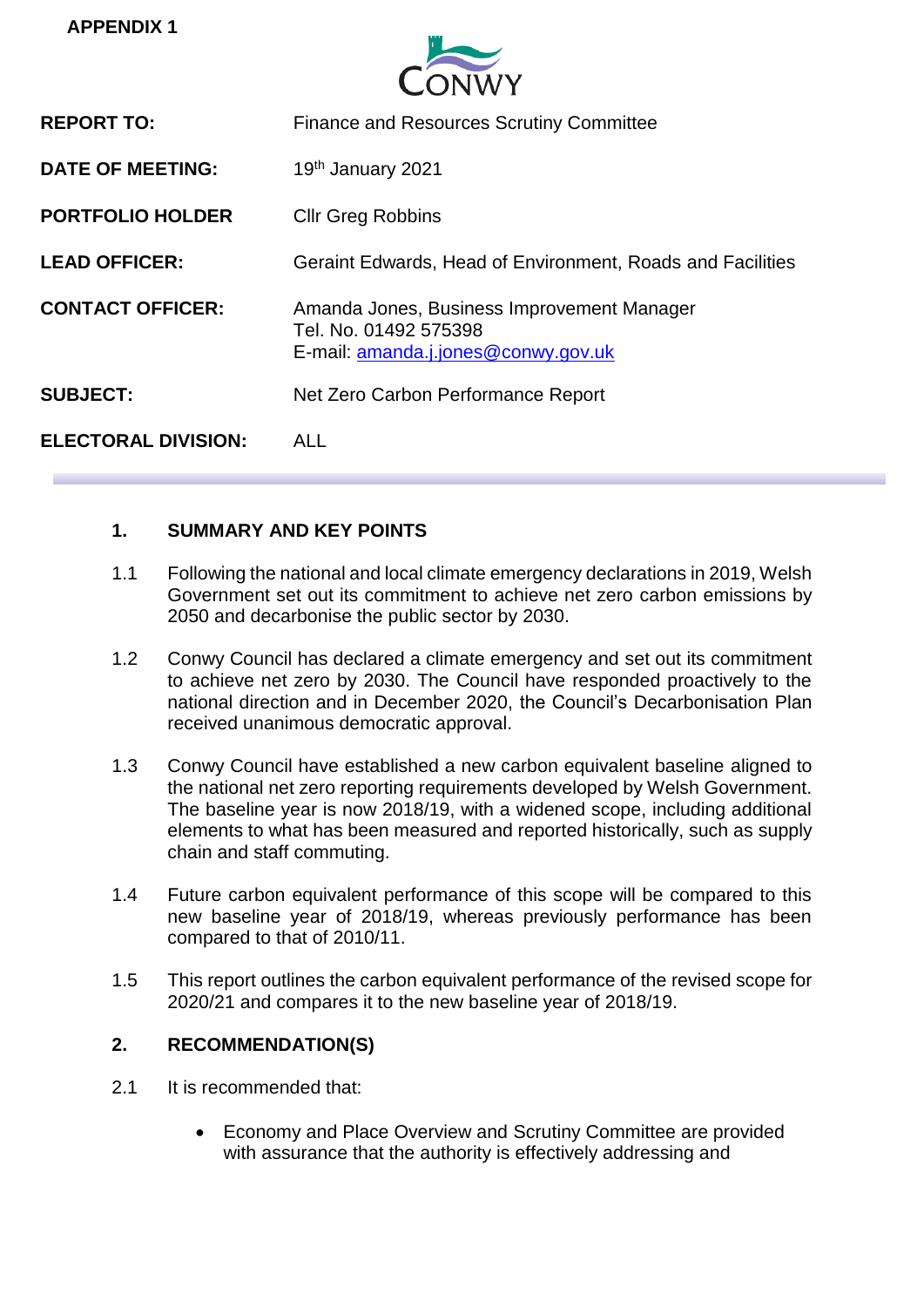**APPENDIX 1**

| | |
|---|---|
| **REPORT TO:** | Finance and Resources Scrutiny Committee |
| **DATE OF MEETING:** | 19th January 2021 |
| **PORTFOLIO HOLDER** | Cllr Greg Robbins |
| **LEAD OFFICER:** | Geraint Edwards, Head of Environment, Roads and Facilities |
| **CONTACT OFFICER:** | Amanda Jones, Business Improvement Manager<br>Tel. No. 01492 575398<br>E-mail: amanda.j.jones@conwy.gov.uk |
| **SUBJECT:** | Net Zero Carbon Performance Report |
| **ELECTORAL DIVISION:** | ALL |

## 1. SUMMARY AND KEY POINTS

1.1 Following the national and local climate emergency declarations in 2019, Welsh Government set out its commitment to achieve net zero carbon emissions by 2050 and decarbonise the public sector by 2030.

1.2 Conwy Council has declared a climate emergency and set out its commitment to achieve net zero by 2030. The Council have responded proactively to the national direction and in December 2020, the Council's Decarbonisation Plan received unanimous democratic approval.

1.3 Conwy Council have established a new carbon equivalent baseline aligned to the national net zero reporting requirements developed by Welsh Government. The baseline year is now 2018/19, with a widened scope, including additional elements to what has been measured and reported historically, such as supply chain and staff commuting.

1.4 Future carbon equivalent performance of this scope will be compared to this new baseline year of 2018/19, whereas previously performance has been compared to that of 2010/11.

1.5 This report outlines the carbon equivalent performance of the revised scope for 2020/21 and compares it to the new baseline year of 2018/19.

## 2. RECOMMENDATION(S)

2.1 It is recommended that:

- Economy and Place Overview and Scrutiny Committee are provided with assurance that the authority is effectively addressing and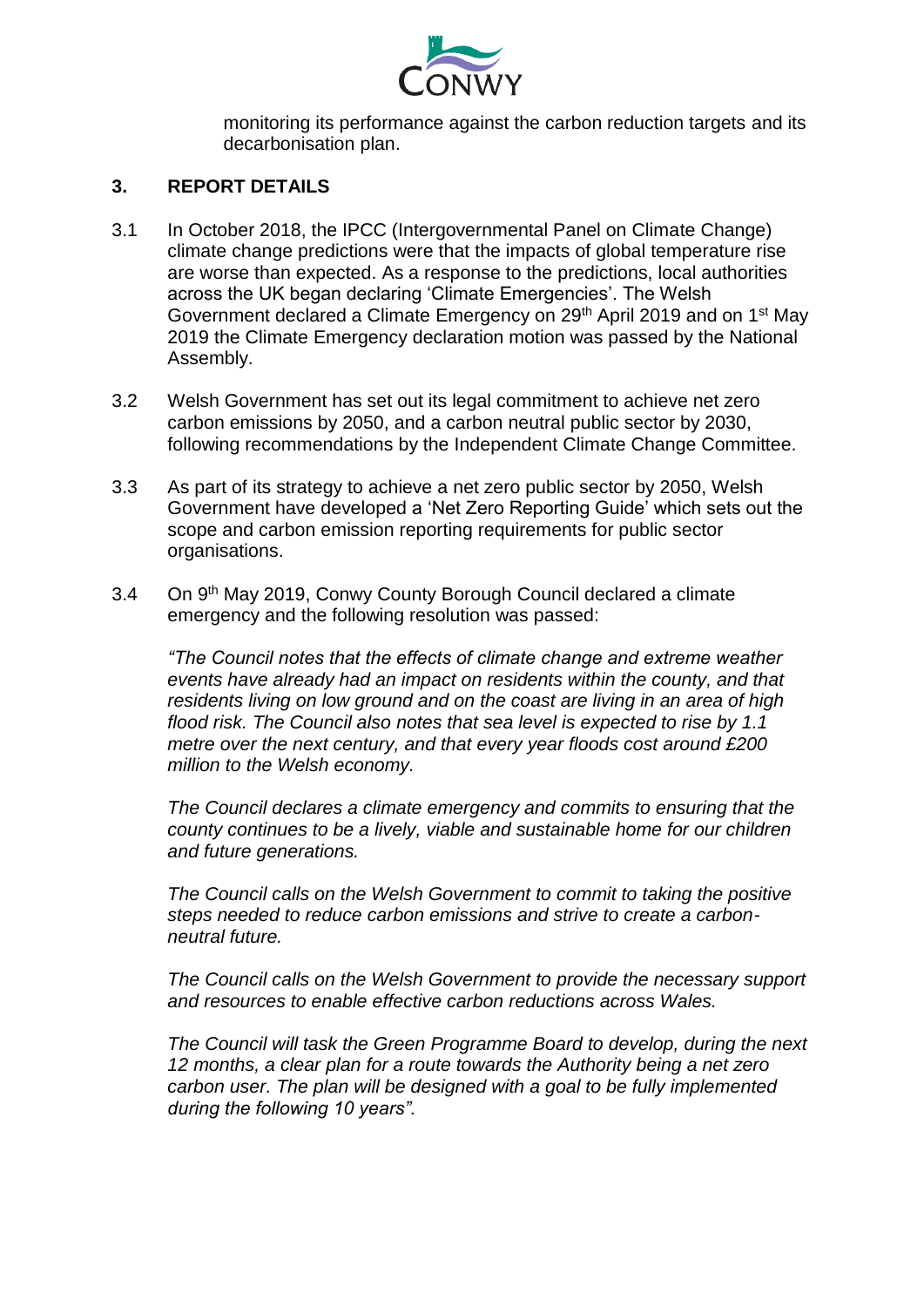monitoring its performance against the carbon reduction targets and its decarbonisation plan.

## 3. REPORT DETAILS

3.1 In October 2018, the IPCC (Intergovernmental Panel on Climate Change) climate change predictions were that the impacts of global temperature rise are worse than expected. As a response to the predictions, local authorities across the UK began declaring 'Climate Emergencies'. The Welsh Government declared a Climate Emergency on 29th April 2019 and on 1st May 2019 the Climate Emergency declaration motion was passed by the National Assembly.

3.2 Welsh Government has set out its legal commitment to achieve net zero carbon emissions by 2050, and a carbon neutral public sector by 2030, following recommendations by the Independent Climate Change Committee.

3.3 As part of its strategy to achieve a net zero public sector by 2050, Welsh Government have developed a 'Net Zero Reporting Guide' which sets out the scope and carbon emission reporting requirements for public sector organisations.

3.4 On 9th May 2019, Conwy County Borough Council declared a climate emergency and the following resolution was passed:

*"The Council notes that the effects of climate change and extreme weather events have already had an impact on residents within the county, and that residents living on low ground and on the coast are living in an area of high flood risk. The Council also notes that sea level is expected to rise by 1.1 metre over the next century, and that every year floods cost around £200 million to the Welsh economy.*

*The Council declares a climate emergency and commits to ensuring that the county continues to be a lively, viable and sustainable home for our children and future generations.*

*The Council calls on the Welsh Government to commit to taking the positive steps needed to reduce carbon emissions and strive to create a carbon-neutral future.*

*The Council calls on the Welsh Government to provide the necessary support and resources to enable effective carbon reductions across Wales.*

*The Council will task the Green Programme Board to develop, during the next 12 months, a clear plan for a route towards the Authority being a net zero carbon user. The plan will be designed with a goal to be fully implemented during the following 10 years".*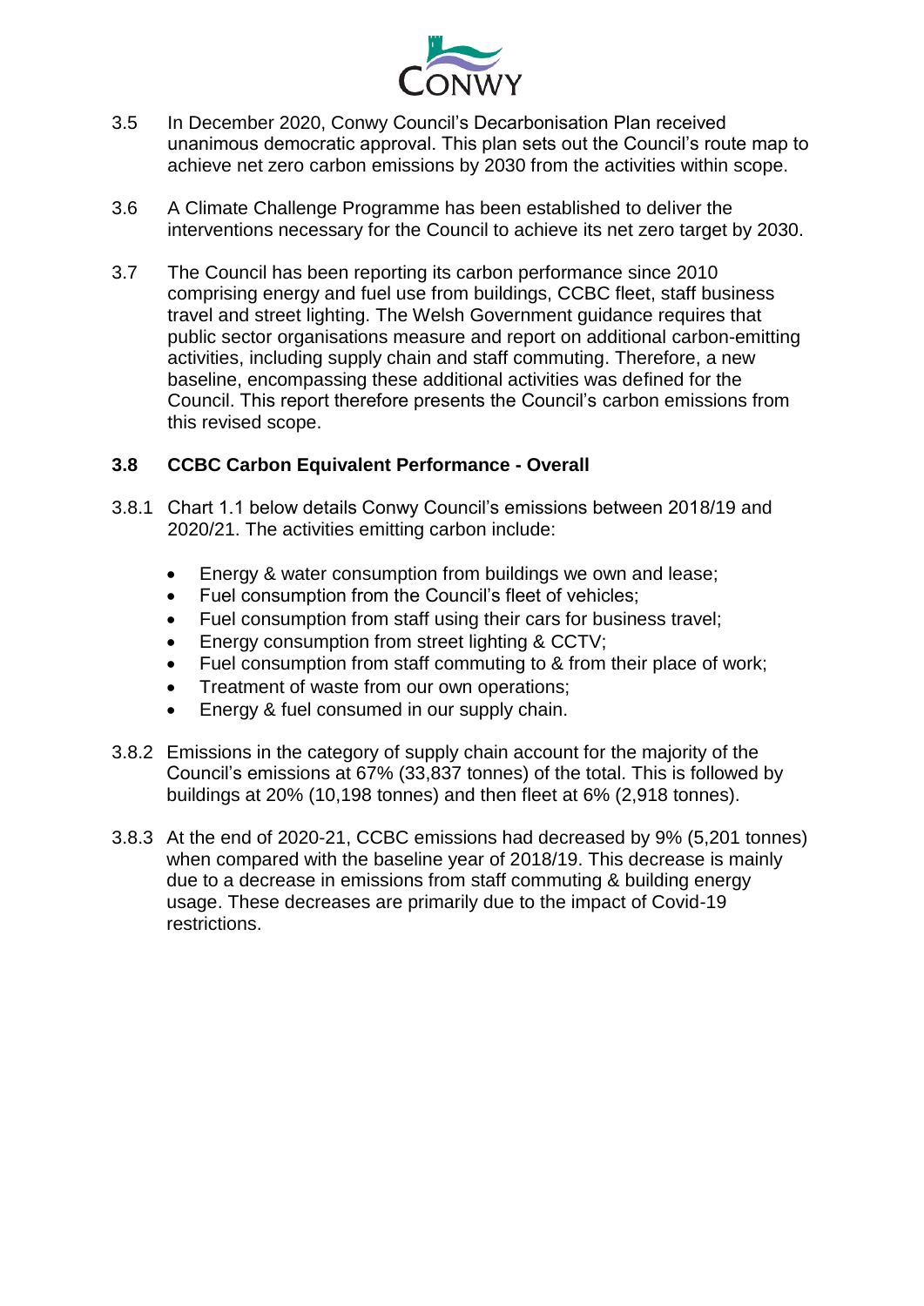3.5 In December 2020, Conwy Council's Decarbonisation Plan received unanimous democratic approval. This plan sets out the Council's route map to achieve net zero carbon emissions by 2030 from the activities within scope.

3.6 A Climate Challenge Programme has been established to deliver the interventions necessary for the Council to achieve its net zero target by 2030.

3.7 The Council has been reporting its carbon performance since 2010 comprising energy and fuel use from buildings, CCBC fleet, staff business travel and street lighting. The Welsh Government guidance requires that public sector organisations measure and report on additional carbon-emitting activities, including supply chain and staff commuting. Therefore, a new baseline, encompassing these additional activities was defined for the Council. This report therefore presents the Council's carbon emissions from this revised scope.

**3.8 CCBC Carbon Equivalent Performance - Overall**

3.8.1 Chart 1.1 below details Conwy Council's emissions between 2018/19 and 2020/21. The activities emitting carbon include:

- Energy & water consumption from buildings we own and lease;
- Fuel consumption from the Council's fleet of vehicles;
- Fuel consumption from staff using their cars for business travel;
- Energy consumption from street lighting & CCTV;
- Fuel consumption from staff commuting to & from their place of work;
- Treatment of waste from our own operations;
- Energy & fuel consumed in our supply chain.

3.8.2 Emissions in the category of supply chain account for the majority of the Council's emissions at 67% (33,837 tonnes) of the total. This is followed by buildings at 20% (10,198 tonnes) and then fleet at 6% (2,918 tonnes).

3.8.3 At the end of 2020-21, CCBC emissions had decreased by 9% (5,201 tonnes) when compared with the baseline year of 2018/19. This decrease is mainly due to a decrease in emissions from staff commuting & building energy usage. These decreases are primarily due to the impact of Covid-19 restrictions.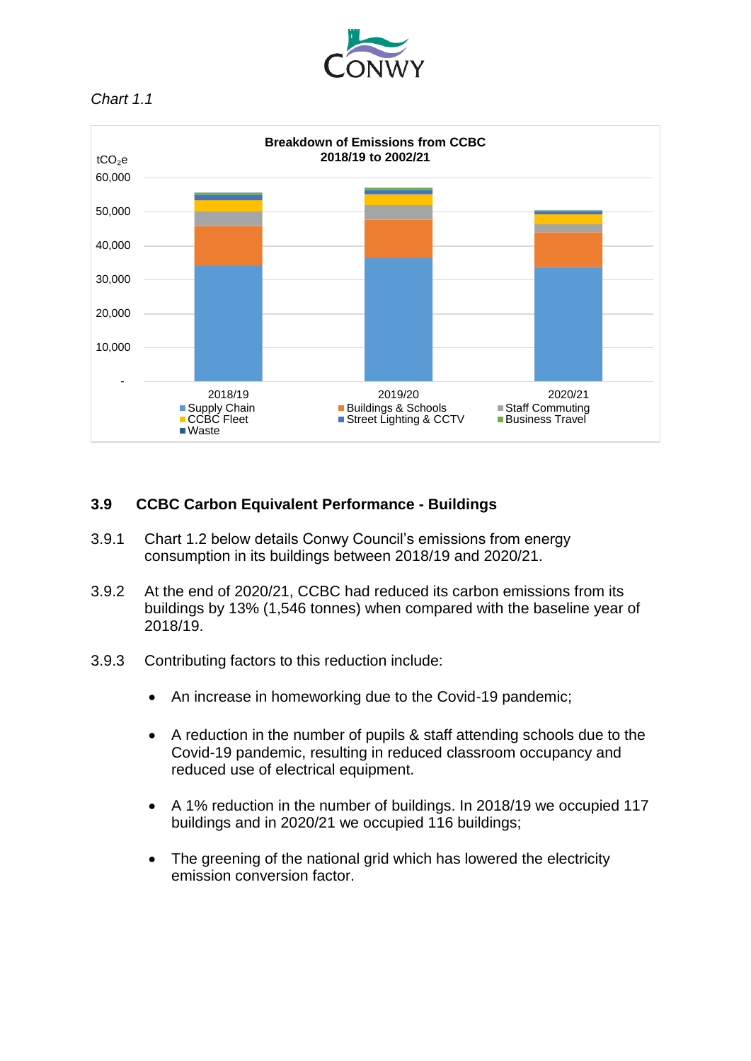*Chart 1.1*

**Breakdown of Emissions from CCBC 2018/19 to 2002/21**

tCO$_2$e

60,000
50,000
40,000
30,000
20,000
10,000
-

2018/19 2019/20 2020/21

- Supply Chain
- Buildings & Schools
- Staff Commuting
- CCBC Fleet
- Street Lighting & CCTV
- Business Travel
- Waste

### 3.9 CCBC Carbon Equivalent Performance - Buildings

3.9.1 Chart 1.2 below details Conwy Council's emissions from energy consumption in its buildings between 2018/19 and 2020/21.

3.9.2 At the end of 2020/21, CCBC had reduced its carbon emissions from its buildings by 13% (1,546 tonnes) when compared with the baseline year of 2018/19.

3.9.3 Contributing factors to this reduction include:

- An increase in homeworking due to the Covid-19 pandemic;
- A reduction in the number of pupils & staff attending schools due to the Covid-19 pandemic, resulting in reduced classroom occupancy and reduced use of electrical equipment.
- A 1% reduction in the number of buildings. In 2018/19 we occupied 117 buildings and in 2020/21 we occupied 116 buildings;
- The greening of the national grid which has lowered the electricity emission conversion factor.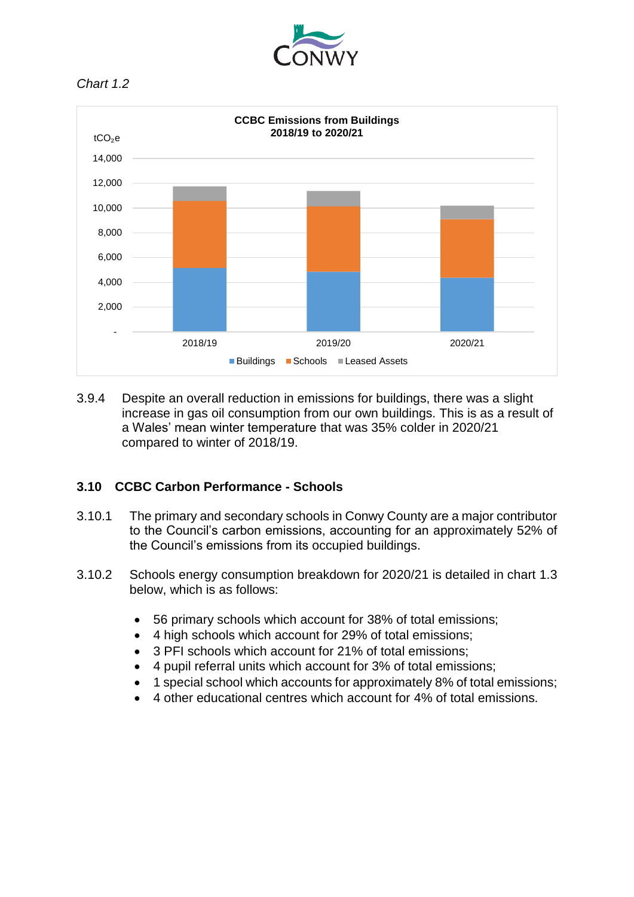*Chart 1.2*

3.9.4 Despite an overall reduction in emissions for buildings, there was a slight increase in gas oil consumption from our own buildings. This is as a result of a Wales' mean winter temperature that was 35% colder in 2020/21 compared to winter of 2018/19.

### 3.10 CCBC Carbon Performance - Schools

3.10.1 The primary and secondary schools in Conwy County are a major contributor to the Council's carbon emissions, accounting for an approximately 52% of the Council's emissions from its occupied buildings.

3.10.2 Schools energy consumption breakdown for 2020/21 is detailed in chart 1.3 below, which is as follows:

- 56 primary schools which account for 38% of total emissions;
- 4 high schools which account for 29% of total emissions;
- 3 PFI schools which account for 21% of total emissions;
- 4 pupil referral units which account for 3% of total emissions;
- 1 special school which accounts for approximately 8% of total emissions;
- 4 other educational centres which account for 4% of total emissions.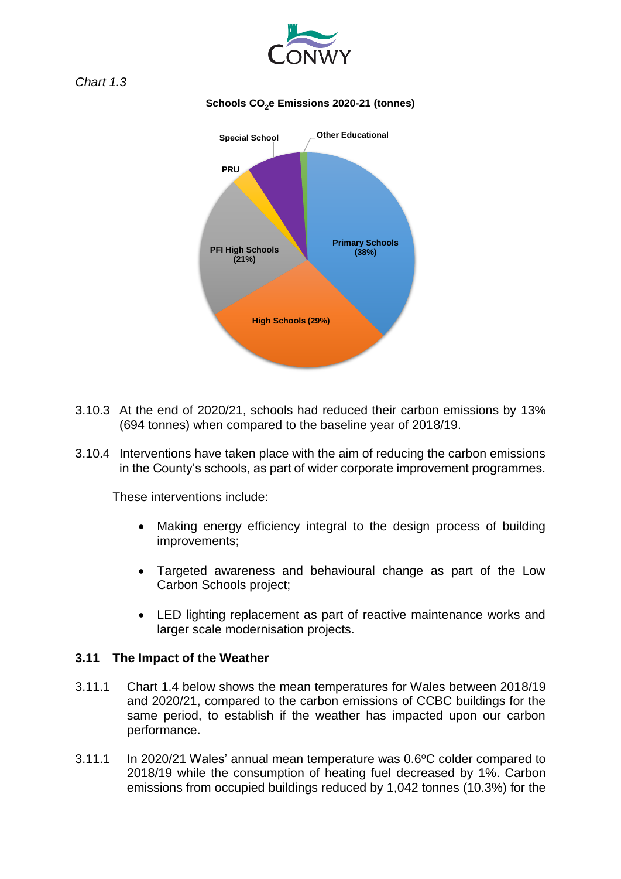*Chart 1.3*

**Schools $CO_2$e Emissions 2020-21 (tonnes)**

Special School
Other Educational
PRU
Primary Schools (38%)
PFI High Schools (21%)
High Schools (29%)

3.10.3 At the end of 2020/21, schools had reduced their carbon emissions by 13% (694 tonnes) when compared to the baseline year of 2018/19.

3.10.4 Interventions have taken place with the aim of reducing the carbon emissions in the County's schools, as part of wider corporate improvement programmes.

These interventions include:

- Making energy efficiency integral to the design process of building improvements;
- Targeted awareness and behavioural change as part of the Low Carbon Schools project;
- LED lighting replacement as part of reactive maintenance works and larger scale modernisation projects.

## 3.11 The Impact of the Weather

3.11.1 Chart 1.4 below shows the mean temperatures for Wales between 2018/19 and 2020/21, compared to the carbon emissions of CCBC buildings for the same period, to establish if the weather has impacted upon our carbon performance.

3.11.1 In 2020/21 Wales' annual mean temperature was 0.6°C colder compared to 2018/19 while the consumption of heating fuel decreased by 1%. Carbon emissions from occupied buildings reduced by 1,042 tonnes (10.3%) for the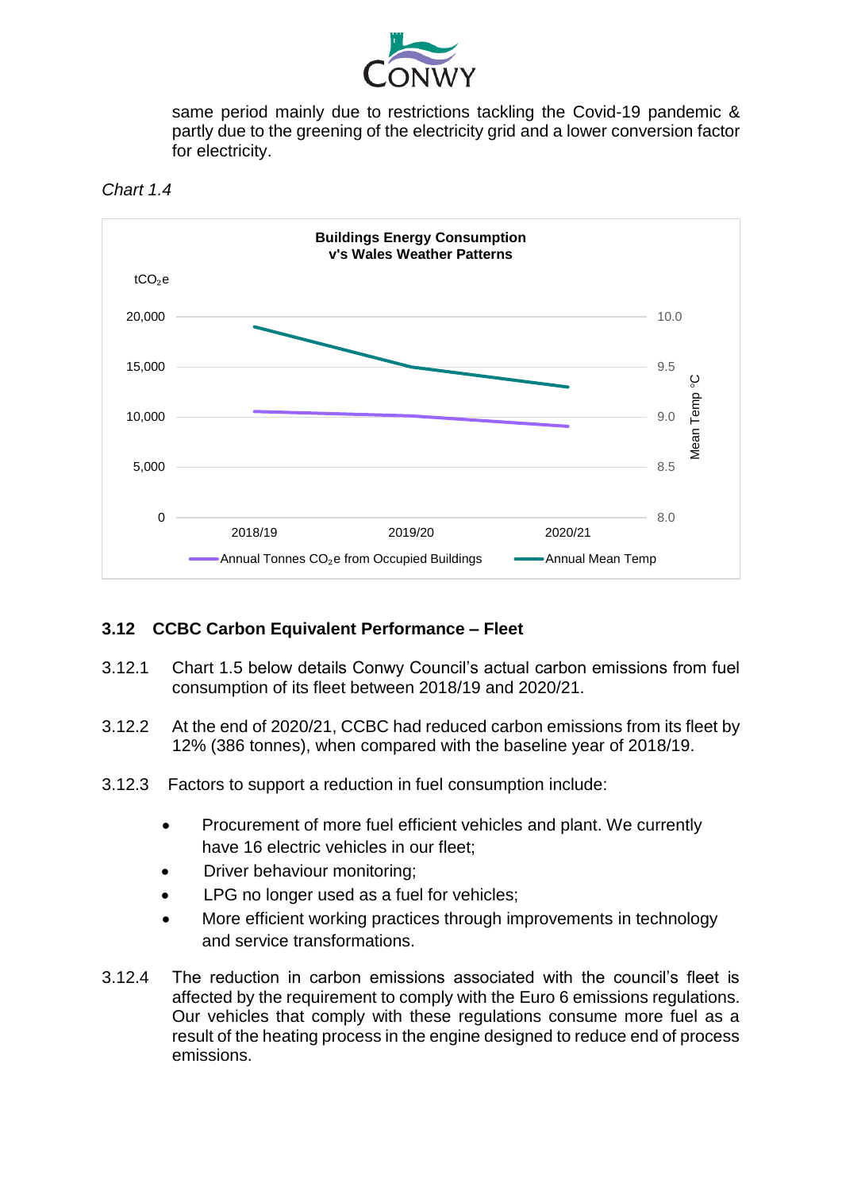same period mainly due to restrictions tackling the Covid-19 pandemic & partly due to the greening of the electricity grid and a lower conversion factor for electricity.

*Chart 1.4*

**Buildings Energy Consumption v's Wales Weather Patterns**

tCO₂e axis: 0, 5,000, 10,000, 15,000, 20,000; Mean Temp °C axis: 8.0, 8.5, 9.0, 9.5, 10.0

Years: 2018/19, 2019/20, 2020/21

Legend: Annual Tonnes $CO_2$e from Occupied Buildings; Annual Mean Temp

### 3.12 CCBC Carbon Equivalent Performance – Fleet

3.12.1 Chart 1.5 below details Conwy Council's actual carbon emissions from fuel consumption of its fleet between 2018/19 and 2020/21.

3.12.2 At the end of 2020/21, CCBC had reduced carbon emissions from its fleet by 12% (386 tonnes), when compared with the baseline year of 2018/19.

3.12.3 Factors to support a reduction in fuel consumption include:

- Procurement of more fuel efficient vehicles and plant. We currently have 16 electric vehicles in our fleet;
- Driver behaviour monitoring;
- LPG no longer used as a fuel for vehicles;
- More efficient working practices through improvements in technology and service transformations.

3.12.4 The reduction in carbon emissions associated with the council's fleet is affected by the requirement to comply with the Euro 6 emissions regulations. Our vehicles that comply with these regulations consume more fuel as a result of the heating process in the engine designed to reduce end of process emissions.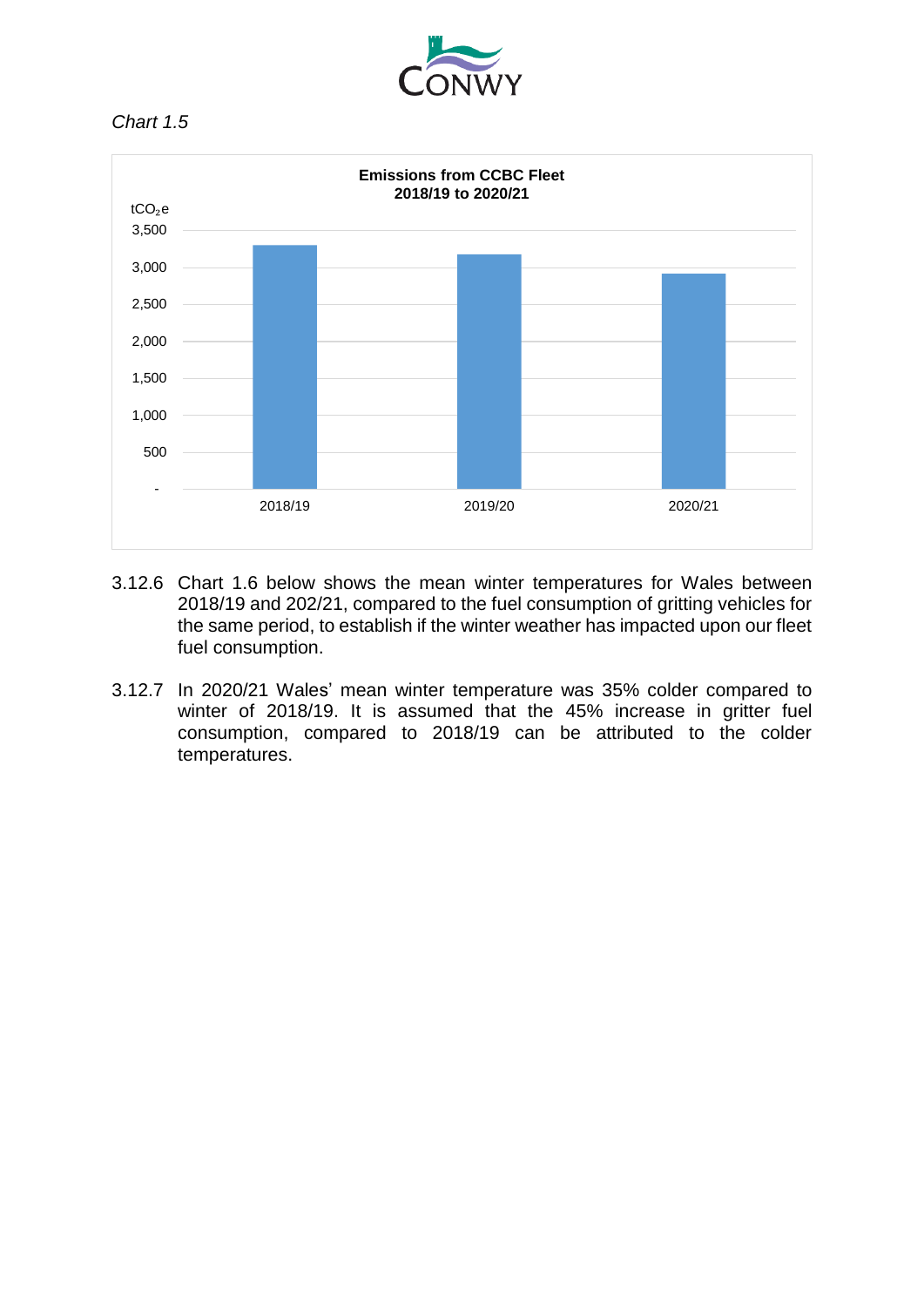*Chart 1.5*

**Emissions from CCBC Fleet 2018/19 to 2020/21**

3.12.6 Chart 1.6 below shows the mean winter temperatures for Wales between 2018/19 and 202/21, compared to the fuel consumption of gritting vehicles for the same period, to establish if the winter weather has impacted upon our fleet fuel consumption.

3.12.7 In 2020/21 Wales' mean winter temperature was 35% colder compared to winter of 2018/19. It is assumed that the 45% increase in gritter fuel consumption, compared to 2018/19 can be attributed to the colder temperatures.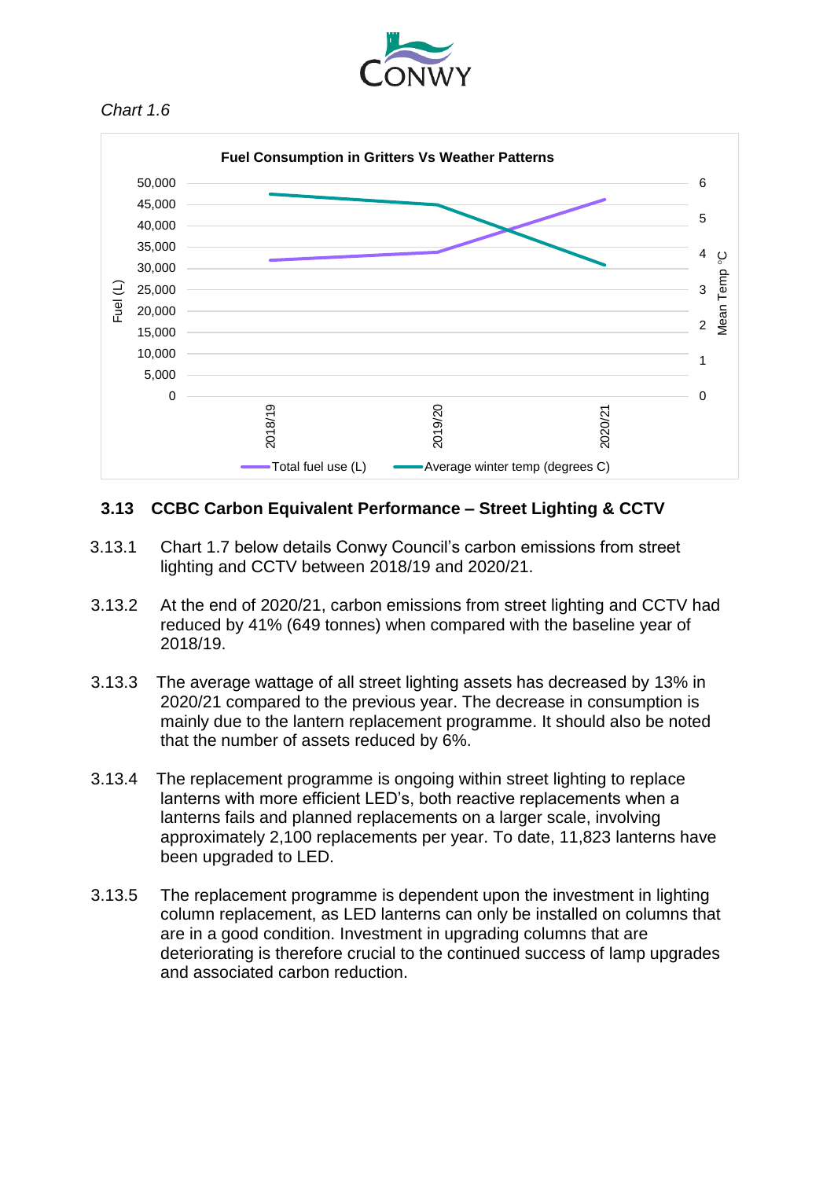*Chart 1.6*

**Fuel Consumption in Gritters Vs Weather Patterns**

## 3.13 CCBC Carbon Equivalent Performance – Street Lighting & CCTV

3.13.1 Chart 1.7 below details Conwy Council's carbon emissions from street lighting and CCTV between 2018/19 and 2020/21.

3.13.2 At the end of 2020/21, carbon emissions from street lighting and CCTV had reduced by 41% (649 tonnes) when compared with the baseline year of 2018/19.

3.13.3 The average wattage of all street lighting assets has decreased by 13% in 2020/21 compared to the previous year. The decrease in consumption is mainly due to the lantern replacement programme. It should also be noted that the number of assets reduced by 6%.

3.13.4 The replacement programme is ongoing within street lighting to replace lanterns with more efficient LED's, both reactive replacements when a lanterns fails and planned replacements on a larger scale, involving approximately 2,100 replacements per year. To date, 11,823 lanterns have been upgraded to LED.

3.13.5 The replacement programme is dependent upon the investment in lighting column replacement, as LED lanterns can only be installed on columns that are in a good condition. Investment in upgrading columns that are deteriorating is therefore crucial to the continued success of lamp upgrades and associated carbon reduction.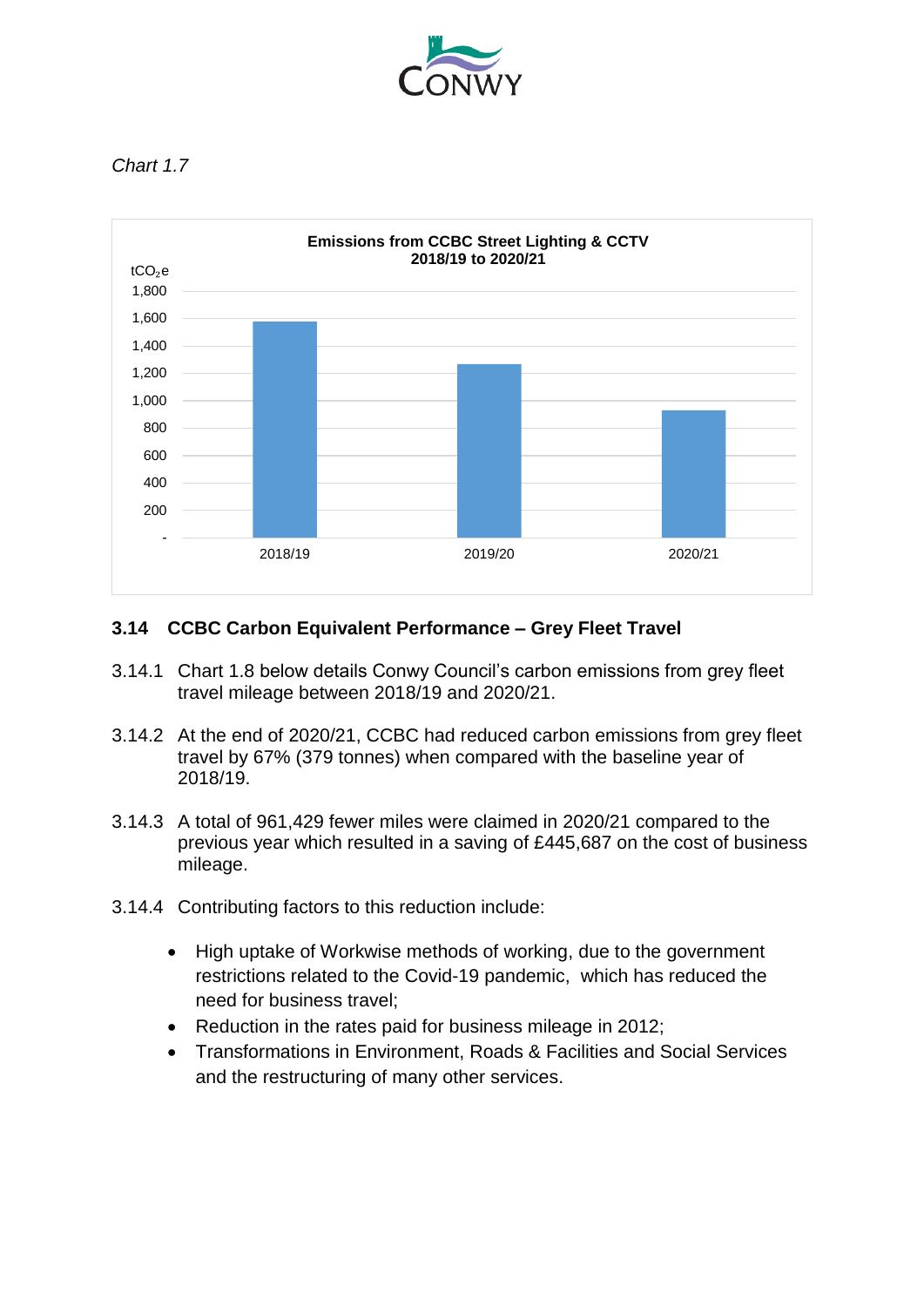*Chart 1.7*

**Emissions from CCBC Street Lighting & CCTV 2018/19 to 2020/21**

## 3.14 CCBC Carbon Equivalent Performance – Grey Fleet Travel

3.14.1 Chart 1.8 below details Conwy Council's carbon emissions from grey fleet travel mileage between 2018/19 and 2020/21.

3.14.2 At the end of 2020/21, CCBC had reduced carbon emissions from grey fleet travel by 67% (379 tonnes) when compared with the baseline year of 2018/19.

3.14.3 A total of 961,429 fewer miles were claimed in 2020/21 compared to the previous year which resulted in a saving of £445,687 on the cost of business mileage.

3.14.4 Contributing factors to this reduction include:

- High uptake of Workwise methods of working, due to the government restrictions related to the Covid-19 pandemic, which has reduced the need for business travel;
- Reduction in the rates paid for business mileage in 2012;
- Transformations in Environment, Roads & Facilities and Social Services and the restructuring of many other services.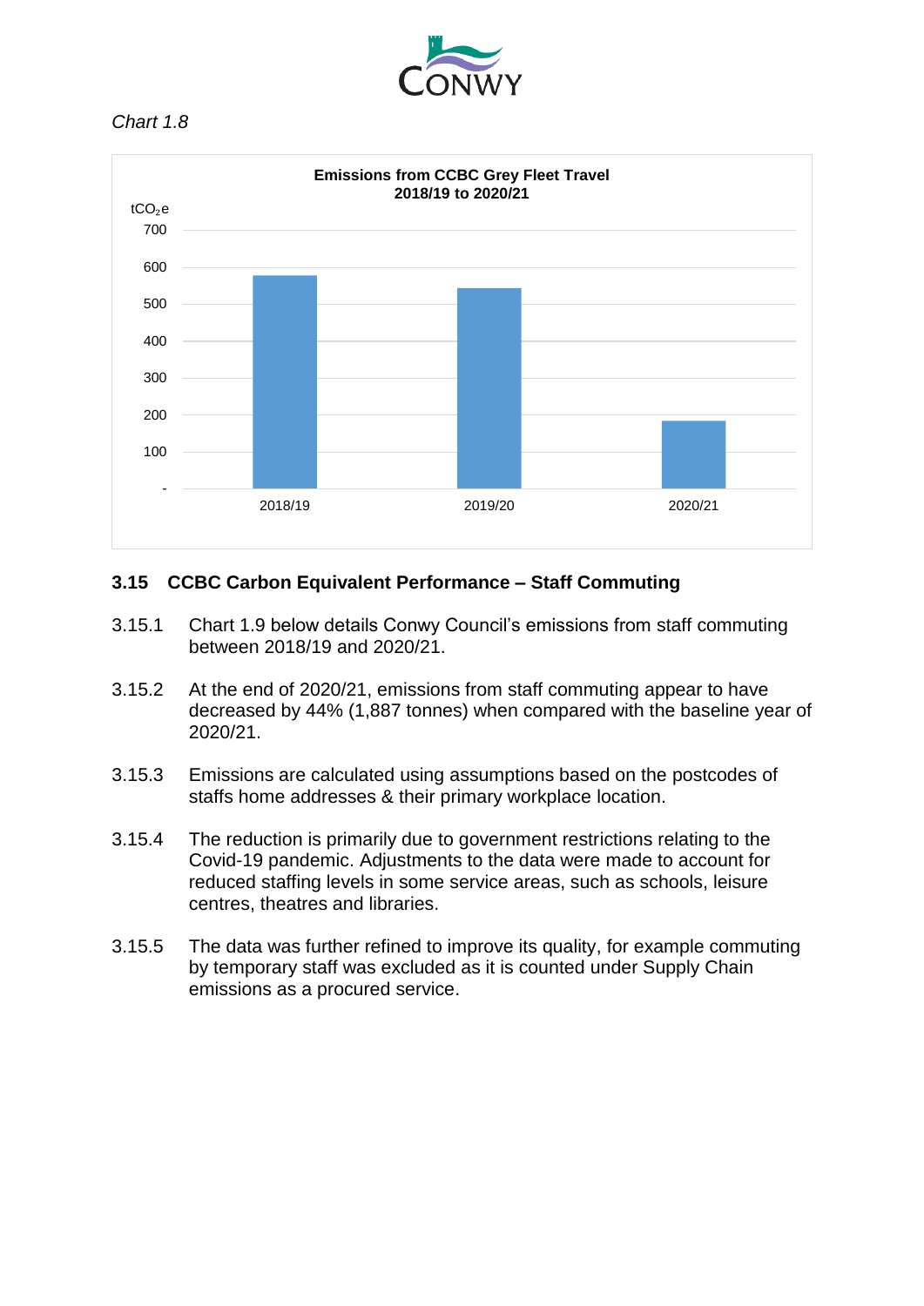*Chart 1.8*

**Emissions from CCBC Grey Fleet Travel 2018/19 to 2020/21**

| Year | $tCO_2e$ |
|---|---|
| 2018/19 | ~575 |
| 2019/20 | ~540 |
| 2020/21 | ~185 |

### 3.15 CCBC Carbon Equivalent Performance – Staff Commuting

3.15.1 Chart 1.9 below details Conwy Council's emissions from staff commuting between 2018/19 and 2020/21.

3.15.2 At the end of 2020/21, emissions from staff commuting appear to have decreased by 44% (1,887 tonnes) when compared with the baseline year of 2020/21.

3.15.3 Emissions are calculated using assumptions based on the postcodes of staffs home addresses & their primary workplace location.

3.15.4 The reduction is primarily due to government restrictions relating to the Covid-19 pandemic. Adjustments to the data were made to account for reduced staffing levels in some service areas, such as schools, leisure centres, theatres and libraries.

3.15.5 The data was further refined to improve its quality, for example commuting by temporary staff was excluded as it is counted under Supply Chain emissions as a procured service.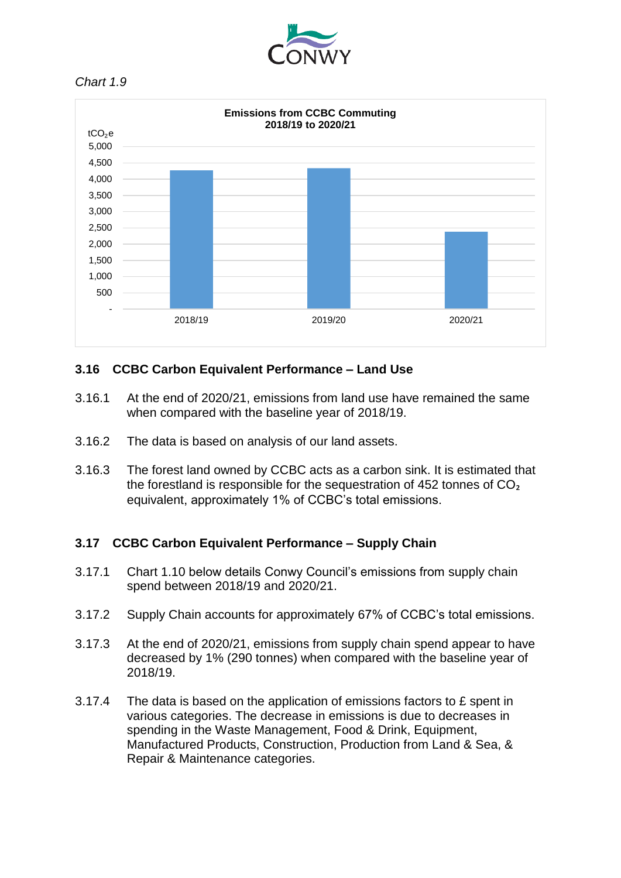*Chart 1.9*

**Emissions from CCBC Commuting 2018/19 to 2020/21**

## 3.16 CCBC Carbon Equivalent Performance – Land Use

3.16.1 At the end of 2020/21, emissions from land use have remained the same when compared with the baseline year of 2018/19.

3.16.2 The data is based on analysis of our land assets.

3.16.3 The forest land owned by CCBC acts as a carbon sink. It is estimated that the forestland is responsible for the sequestration of 452 tonnes of $CO_2$ equivalent, approximately 1% of CCBC's total emissions.

## 3.17 CCBC Carbon Equivalent Performance – Supply Chain

3.17.1 Chart 1.10 below details Conwy Council's emissions from supply chain spend between 2018/19 and 2020/21.

3.17.2 Supply Chain accounts for approximately 67% of CCBC's total emissions.

3.17.3 At the end of 2020/21, emissions from supply chain spend appear to have decreased by 1% (290 tonnes) when compared with the baseline year of 2018/19.

3.17.4 The data is based on the application of emissions factors to £ spent in various categories. The decrease in emissions is due to decreases in spending in the Waste Management, Food & Drink, Equipment, Manufactured Products, Construction, Production from Land & Sea, & Repair & Maintenance categories.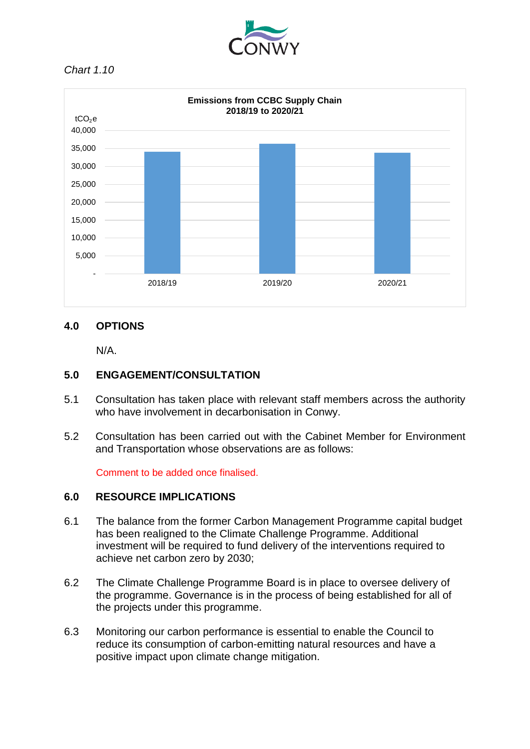*Chart 1.10*

**Emissions from CCBC Supply Chain 2018/19 to 2020/21**

tCO$_2$e

| Year | tCO$_2$e (approx.) |
|---|---|
| 2018/19 | ~34,000 |
| 2019/20 | ~36,000 |
| 2020/21 | ~34,000 |

## 4.0 OPTIONS

N/A.

## 5.0 ENGAGEMENT/CONSULTATION

5.1 Consultation has taken place with relevant staff members across the authority who have involvement in decarbonisation in Conwy.

5.2 Consultation has been carried out with the Cabinet Member for Environment and Transportation whose observations are as follows:

Comment to be added once finalised.

## 6.0 RESOURCE IMPLICATIONS

6.1 The balance from the former Carbon Management Programme capital budget has been realigned to the Climate Challenge Programme. Additional investment will be required to fund delivery of the interventions required to achieve net carbon zero by 2030;

6.2 The Climate Challenge Programme Board is in place to oversee delivery of the programme. Governance is in the process of being established for all of the projects under this programme.

6.3 Monitoring our carbon performance is essential to enable the Council to reduce its consumption of carbon-emitting natural resources and have a positive impact upon climate change mitigation.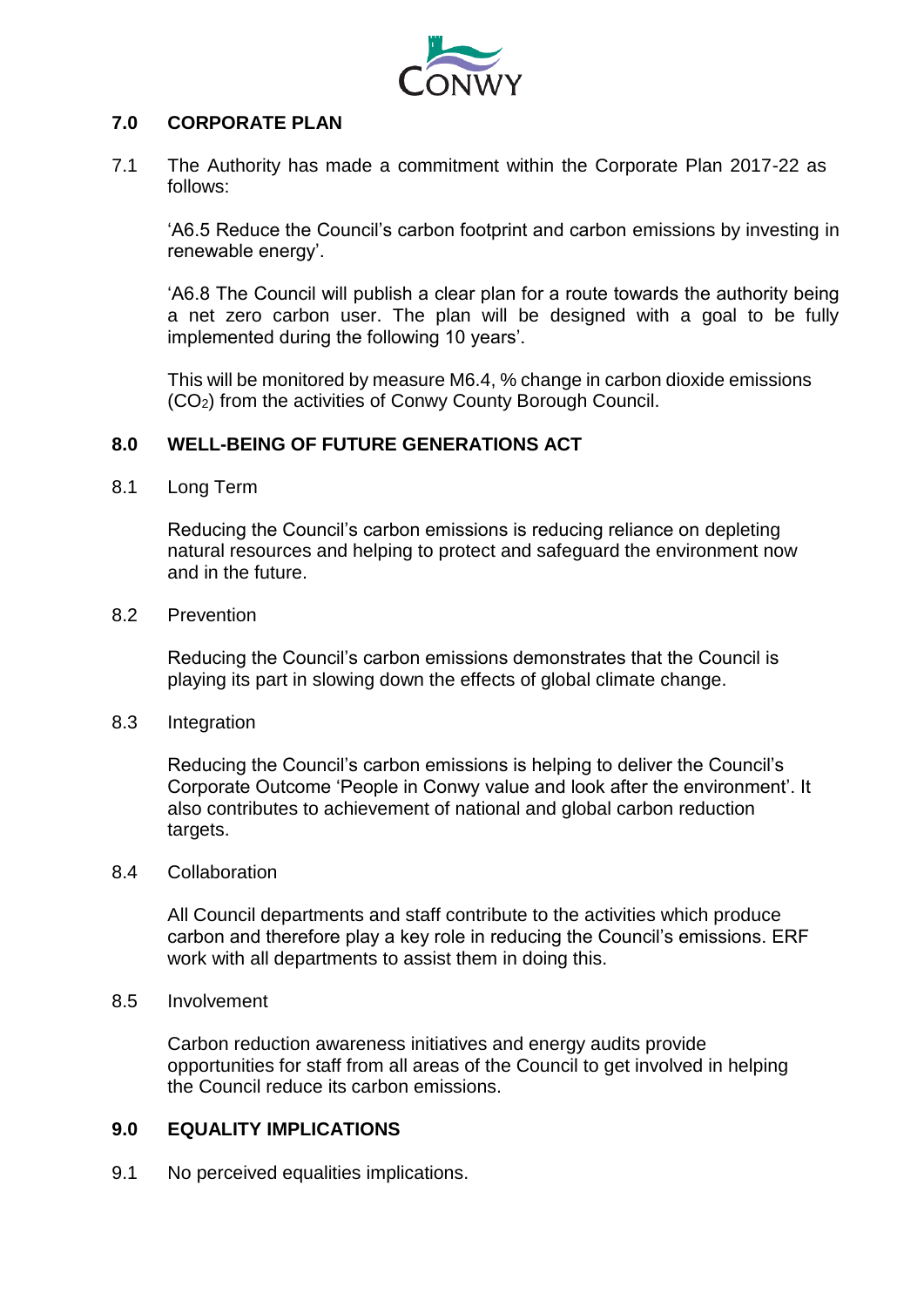## 7.0 CORPORATE PLAN

7.1 The Authority has made a commitment within the Corporate Plan 2017-22 as follows:

'A6.5 Reduce the Council's carbon footprint and carbon emissions by investing in renewable energy'.

'A6.8 The Council will publish a clear plan for a route towards the authority being a net zero carbon user. The plan will be designed with a goal to be fully implemented during the following 10 years'.

This will be monitored by measure M6.4, % change in carbon dioxide emissions ($CO_2$) from the activities of Conwy County Borough Council.

## 8.0 WELL-BEING OF FUTURE GENERATIONS ACT

8.1 Long Term

Reducing the Council's carbon emissions is reducing reliance on depleting natural resources and helping to protect and safeguard the environment now and in the future.

8.2 Prevention

Reducing the Council's carbon emissions demonstrates that the Council is playing its part in slowing down the effects of global climate change.

8.3 Integration

Reducing the Council's carbon emissions is helping to deliver the Council's Corporate Outcome 'People in Conwy value and look after the environment'. It also contributes to achievement of national and global carbon reduction targets.

8.4 Collaboration

All Council departments and staff contribute to the activities which produce carbon and therefore play a key role in reducing the Council's emissions. ERF work with all departments to assist them in doing this.

8.5 Involvement

Carbon reduction awareness initiatives and energy audits provide opportunities for staff from all areas of the Council to get involved in helping the Council reduce its carbon emissions.

## 9.0 EQUALITY IMPLICATIONS

9.1 No perceived equalities implications.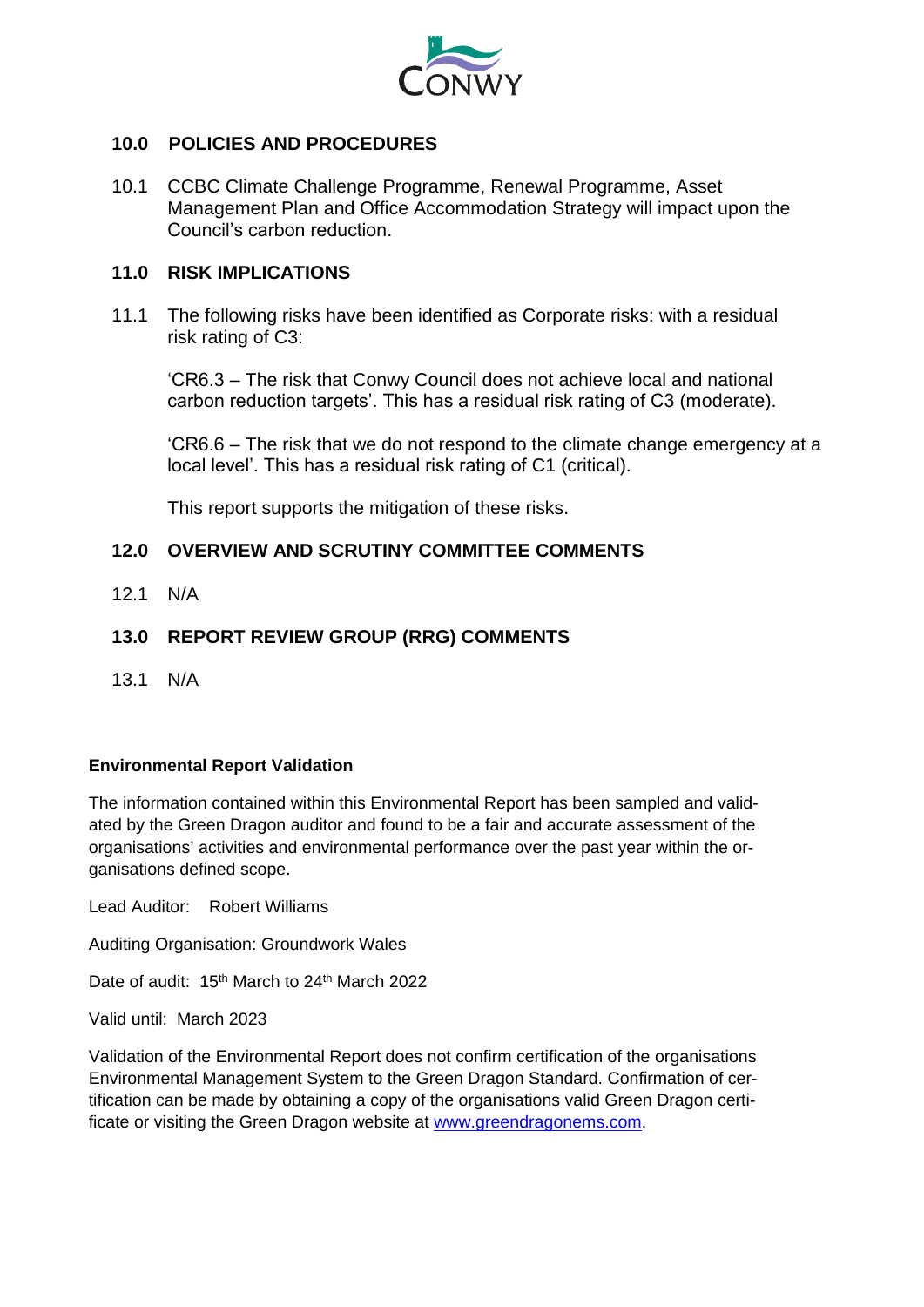## 10.0 POLICIES AND PROCEDURES

10.1 CCBC Climate Challenge Programme, Renewal Programme, Asset Management Plan and Office Accommodation Strategy will impact upon the Council's carbon reduction.

## 11.0 RISK IMPLICATIONS

11.1 The following risks have been identified as Corporate risks: with a residual risk rating of C3:

'CR6.3 – The risk that Conwy Council does not achieve local and national carbon reduction targets'. This has a residual risk rating of C3 (moderate).

'CR6.6 – The risk that we do not respond to the climate change emergency at a local level'. This has a residual risk rating of C1 (critical).

This report supports the mitigation of these risks.

## 12.0 OVERVIEW AND SCRUTINY COMMITTEE COMMENTS

12.1 N/A

## 13.0 REPORT REVIEW GROUP (RRG) COMMENTS

13.1 N/A

**Environmental Report Validation**

The information contained within this Environmental Report has been sampled and validated by the Green Dragon auditor and found to be a fair and accurate assessment of the organisations' activities and environmental performance over the past year within the organisations defined scope.

Lead Auditor: Robert Williams

Auditing Organisation: Groundwork Wales

Date of audit: 15th March to 24th March 2022

Valid until: March 2023

Validation of the Environmental Report does not confirm certification of the organisations Environmental Management System to the Green Dragon Standard. Confirmation of certification can be made by obtaining a copy of the organisations valid Green Dragon certificate or visiting the Green Dragon website at www.greendragonems.com.